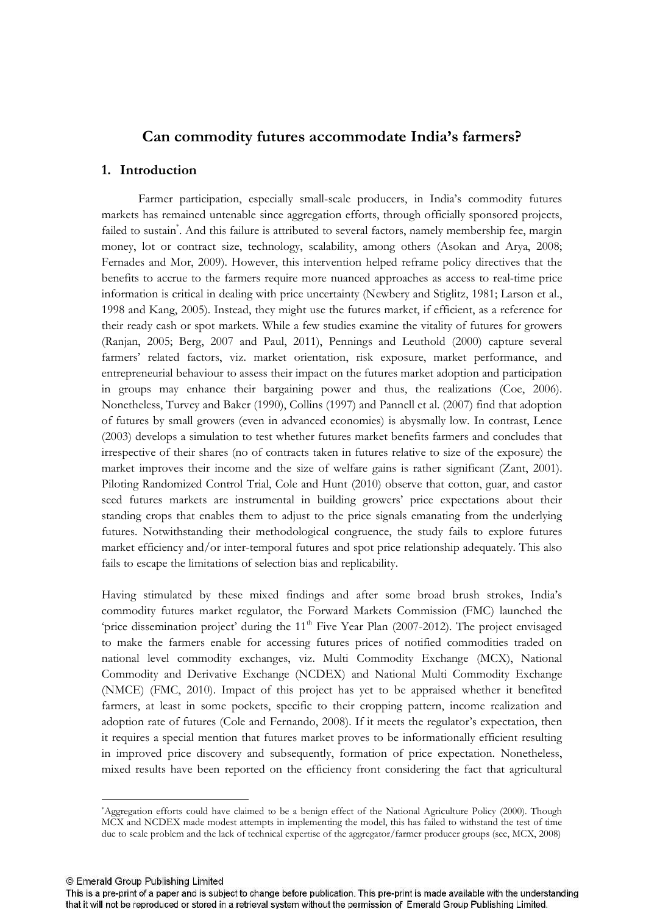# Can commodity futures accommodate India's farmers?

## 1. Introduction

Farmer participation, especially small-scale producers, in India's commodity futures markets has remained untenable since aggregation efforts, through officially sponsored projects, failed to sustain[*]. And this failure is attributed to several factors, namely membership fee, margin money, lot or contract size, technology, scalability, among others (Asokan and Arya, 2008; Fernades and Mor, 2009). However, this intervention helped reframe policy directives that the benefits to accrue to the farmers require more nuanced approaches as access to real-time price information is critical in dealing with price uncertainty (Newbery and Stiglitz, 1981; Larson et al., 1998 and Kang, 2005). Instead, they might use the futures market, if efficient, as a reference for their ready cash or spot markets. While a few studies examine the vitality of futures for growers (Ranjan, 2005; Berg, 2007 and Paul, 2011), Pennings and Leuthold (2000) capture several farmers' related factors, viz. market orientation, risk exposure, market performance, and entrepreneurial behaviour to assess their impact on the futures market adoption and participation in groups may enhance their bargaining power and thus, the realizations (Coe, 2006). Nonetheless, Turvey and Baker (1990), Collins (1997) and Pannell et al. (2007) find that adoption of futures by small growers (even in advanced economies) is abysmally low. In contrast, Lence (2003) develops a simulation to test whether futures market benefits farmers and concludes that irrespective of their shares (no of contracts taken in futures relative to size of the exposure) the market improves their income and the size of welfare gains is rather significant (Zant, 2001). Piloting Randomized Control Trial, Cole and Hunt (2010) observe that cotton, guar, and castor seed futures markets are instrumental in building growers' price expectations about their standing crops that enables them to adjust to the price signals emanating from the underlying futures. Notwithstanding their methodological congruence, the study fails to explore futures market efficiency and/or inter-temporal futures and spot price relationship adequately. This also fails to escape the limitations of selection bias and replicability.

Having stimulated by these mixed findings and after some broad brush strokes, India's commodity futures market regulator, the Forward Markets Commission (FMC) launched the 'price dissemination project' during the 11th Five Year Plan (2007-2012). The project envisaged to make the farmers enable for accessing futures prices of notified commodities traded on national level commodity exchanges, viz. Multi Commodity Exchange (MCX), National Commodity and Derivative Exchange (NCDEX) and National Multi Commodity Exchange (NMCE) (FMC, 2010). Impact of this project has yet to be appraised whether it benefited farmers, at least in some pockets, specific to their cropping pattern, income realization and adoption rate of futures (Cole and Fernando, 2008). If it meets the regulator's expectation, then it requires a special mention that futures market proves to be informationally efficient resulting in improved price discovery and subsequently, formation of price expectation. Nonetheless, mixed results have been reported on the efficiency front considering the fact that agricultural

---

[*] Aggregation efforts could have claimed to be a benign effect of the National Agriculture Policy (2000). Though MCX and NCDEX made modest attempts in implementing the model, this has failed to withstand the test of time due to scale problem and the lack of technical expertise of the aggregator/farmer producer groups (see, MCX, 2008)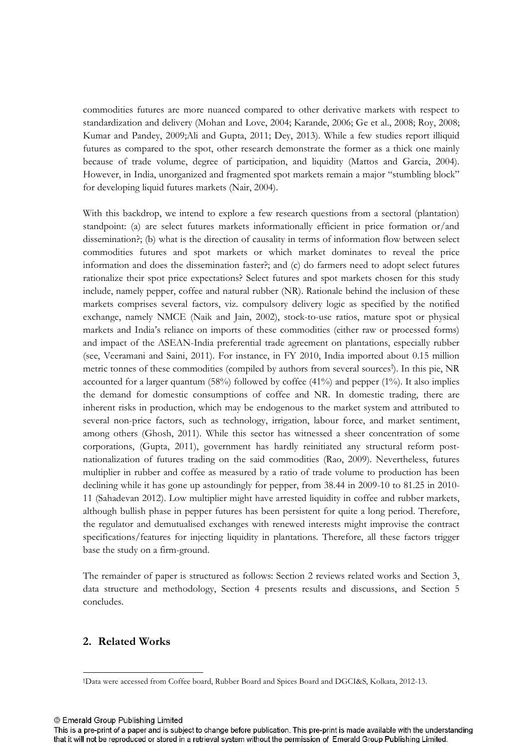commodities futures are more nuanced compared to other derivative markets with respect to standardization and delivery (Mohan and Love, 2004; Karande, 2006; Ge et al., 2008; Roy, 2008; Kumar and Pandey, 2009;Ali and Gupta, 2011; Dey, 2013). While a few studies report illiquid futures as compared to the spot, other research demonstrate the former as a thick one mainly because of trade volume, degree of participation, and liquidity (Mattos and Garcia, 2004). However, in India, unorganized and fragmented spot markets remain a major "stumbling block" for developing liquid futures markets (Nair, 2004).

With this backdrop, we intend to explore a few research questions from a sectoral (plantation) standpoint: (a) are select futures markets informationally efficient in price formation or/and dissemination?; (b) what is the direction of causality in terms of information flow between select commodities futures and spot markets or which market dominates to reveal the price information and does the dissemination faster?; and (c) do farmers need to adopt select futures rationalize their spot price expectations? Select futures and spot markets chosen for this study include, namely pepper, coffee and natural rubber (NR). Rationale behind the inclusion of these markets comprises several factors, viz. compulsory delivery logic as specified by the notified exchange, namely NMCE (Naik and Jain, 2002), stock-to-use ratios, mature spot or physical markets and India's reliance on imports of these commodities (either raw or processed forms) and impact of the ASEAN-India preferential trade agreement on plantations, especially rubber (see, Veeramani and Saini, 2011). For instance, in FY 2010, India imported about 0.15 million metric tonnes of these commodities (compiled by authors from several sources[†]). In this pie, NR accounted for a larger quantum (58%) followed by coffee (41%) and pepper (1%). It also implies the demand for domestic consumptions of coffee and NR. In domestic trading, there are inherent risks in production, which may be endogenous to the market system and attributed to several non-price factors, such as technology, irrigation, labour force, and market sentiment, among others (Ghosh, 2011). While this sector has witnessed a sheer concentration of some corporations, (Gupta, 2011), government has hardly reinitiated any structural reform post-nationalization of futures trading on the said commodities (Rao, 2009). Nevertheless, futures multiplier in rubber and coffee as measured by a ratio of trade volume to production has been declining while it has gone up astoundingly for pepper, from 38.44 in 2009-10 to 81.25 in 2010-11 (Sahadevan 2012). Low multiplier might have arrested liquidity in coffee and rubber markets, although bullish phase in pepper futures has been persistent for quite a long period. Therefore, the regulator and demutualised exchanges with renewed interests might improvise the contract specifications/features for injecting liquidity in plantations. Therefore, all these factors trigger base the study on a firm-ground.

The remainder of paper is structured as follows: Section 2 reviews related works and Section 3, data structure and methodology, Section 4 presents results and discussions, and Section 5 concludes.

## 2. Related Works

[†]Data were accessed from Coffee board, Rubber Board and Spices Board and DGCI&S, Kolkata, 2012-13.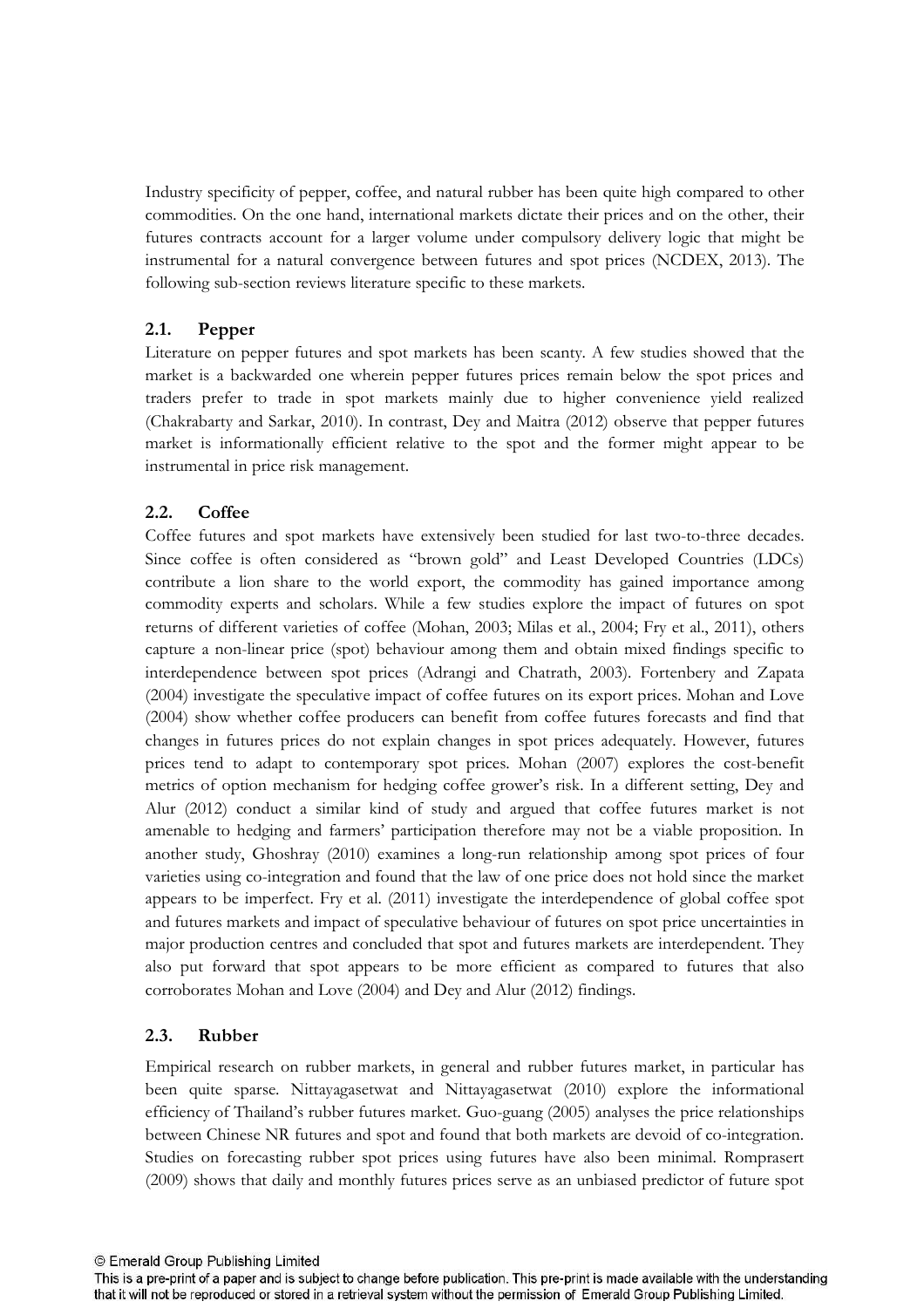Industry specificity of pepper, coffee, and natural rubber has been quite high compared to other commodities. On the one hand, international markets dictate their prices and on the other, their futures contracts account for a larger volume under compulsory delivery logic that might be instrumental for a natural convergence between futures and spot prices (NCDEX, 2013). The following sub-section reviews literature specific to these markets.

## 2.1. Pepper

Literature on pepper futures and spot markets has been scanty. A few studies showed that the market is a backwarded one wherein pepper futures prices remain below the spot prices and traders prefer to trade in spot markets mainly due to higher convenience yield realized (Chakrabarty and Sarkar, 2010). In contrast, Dey and Maitra (2012) observe that pepper futures market is informationally efficient relative to the spot and the former might appear to be instrumental in price risk management.

## 2.2. Coffee

Coffee futures and spot markets have extensively been studied for last two-to-three decades. Since coffee is often considered as "brown gold" and Least Developed Countries (LDCs) contribute a lion share to the world export, the commodity has gained importance among commodity experts and scholars. While a few studies explore the impact of futures on spot returns of different varieties of coffee (Mohan, 2003; Milas et al., 2004; Fry et al., 2011), others capture a non-linear price (spot) behaviour among them and obtain mixed findings specific to interdependence between spot prices (Adrangi and Chatrath, 2003). Fortenbery and Zapata (2004) investigate the speculative impact of coffee futures on its export prices. Mohan and Love (2004) show whether coffee producers can benefit from coffee futures forecasts and find that changes in futures prices do not explain changes in spot prices adequately. However, futures prices tend to adapt to contemporary spot prices. Mohan (2007) explores the cost-benefit metrics of option mechanism for hedging coffee grower's risk. In a different setting, Dey and Alur (2012) conduct a similar kind of study and argued that coffee futures market is not amenable to hedging and farmers' participation therefore may not be a viable proposition. In another study, Ghoshray (2010) examines a long-run relationship among spot prices of four varieties using co-integration and found that the law of one price does not hold since the market appears to be imperfect. Fry et al. (2011) investigate the interdependence of global coffee spot and futures markets and impact of speculative behaviour of futures on spot price uncertainties in major production centres and concluded that spot and futures markets are interdependent. They also put forward that spot appears to be more efficient as compared to futures that also corroborates Mohan and Love (2004) and Dey and Alur (2012) findings.

## 2.3. Rubber

Empirical research on rubber markets, in general and rubber futures market, in particular has been quite sparse. Nittayagasetwat and Nittayagasetwat (2010) explore the informational efficiency of Thailand's rubber futures market. Guo-guang (2005) analyses the price relationships between Chinese NR futures and spot and found that both markets are devoid of co-integration. Studies on forecasting rubber spot prices using futures have also been minimal. Romprasert (2009) shows that daily and monthly futures prices serve as an unbiased predictor of future spot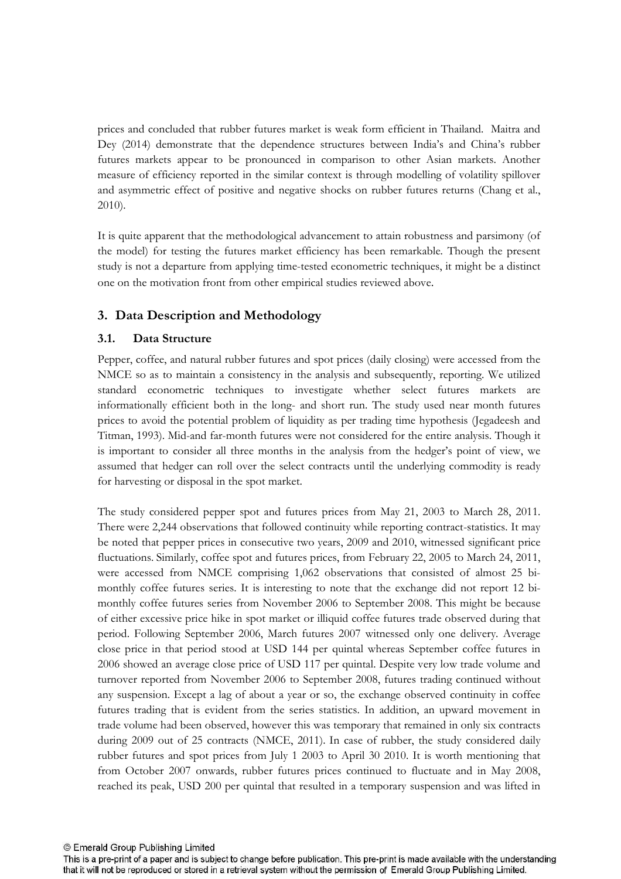prices and concluded that rubber futures market is weak form efficient in Thailand. Maitra and Dey (2014) demonstrate that the dependence structures between India's and China's rubber futures markets appear to be pronounced in comparison to other Asian markets. Another measure of efficiency reported in the similar context is through modelling of volatility spillover and asymmetric effect of positive and negative shocks on rubber futures returns (Chang et al., 2010).

It is quite apparent that the methodological advancement to attain robustness and parsimony (of the model) for testing the futures market efficiency has been remarkable. Though the present study is not a departure from applying time-tested econometric techniques, it might be a distinct one on the motivation front from other empirical studies reviewed above.

## 3. Data Description and Methodology

### 3.1. Data Structure

Pepper, coffee, and natural rubber futures and spot prices (daily closing) were accessed from the NMCE so as to maintain a consistency in the analysis and subsequently, reporting. We utilized standard econometric techniques to investigate whether select futures markets are informationally efficient both in the long- and short run. The study used near month futures prices to avoid the potential problem of liquidity as per trading time hypothesis (Jegadeesh and Titman, 1993). Mid-and far-month futures were not considered for the entire analysis. Though it is important to consider all three months in the analysis from the hedger's point of view, we assumed that hedger can roll over the select contracts until the underlying commodity is ready for harvesting or disposal in the spot market.

The study considered pepper spot and futures prices from May 21, 2003 to March 28, 2011. There were 2,244 observations that followed continuity while reporting contract-statistics. It may be noted that pepper prices in consecutive two years, 2009 and 2010, witnessed significant price fluctuations. Similarly, coffee spot and futures prices, from February 22, 2005 to March 24, 2011, were accessed from NMCE comprising 1,062 observations that consisted of almost 25 bi-monthly coffee futures series. It is interesting to note that the exchange did not report 12 bi-monthly coffee futures series from November 2006 to September 2008. This might be because of either excessive price hike in spot market or illiquid coffee futures trade observed during that period. Following September 2006, March futures 2007 witnessed only one delivery. Average close price in that period stood at USD 144 per quintal whereas September coffee futures in 2006 showed an average close price of USD 117 per quintal. Despite very low trade volume and turnover reported from November 2006 to September 2008, futures trading continued without any suspension. Except a lag of about a year or so, the exchange observed continuity in coffee futures trading that is evident from the series statistics. In addition, an upward movement in trade volume had been observed, however this was temporary that remained in only six contracts during 2009 out of 25 contracts (NMCE, 2011). In case of rubber, the study considered daily rubber futures and spot prices from July 1 2003 to April 30 2010. It is worth mentioning that from October 2007 onwards, rubber futures prices continued to fluctuate and in May 2008, reached its peak, USD 200 per quintal that resulted in a temporary suspension and was lifted in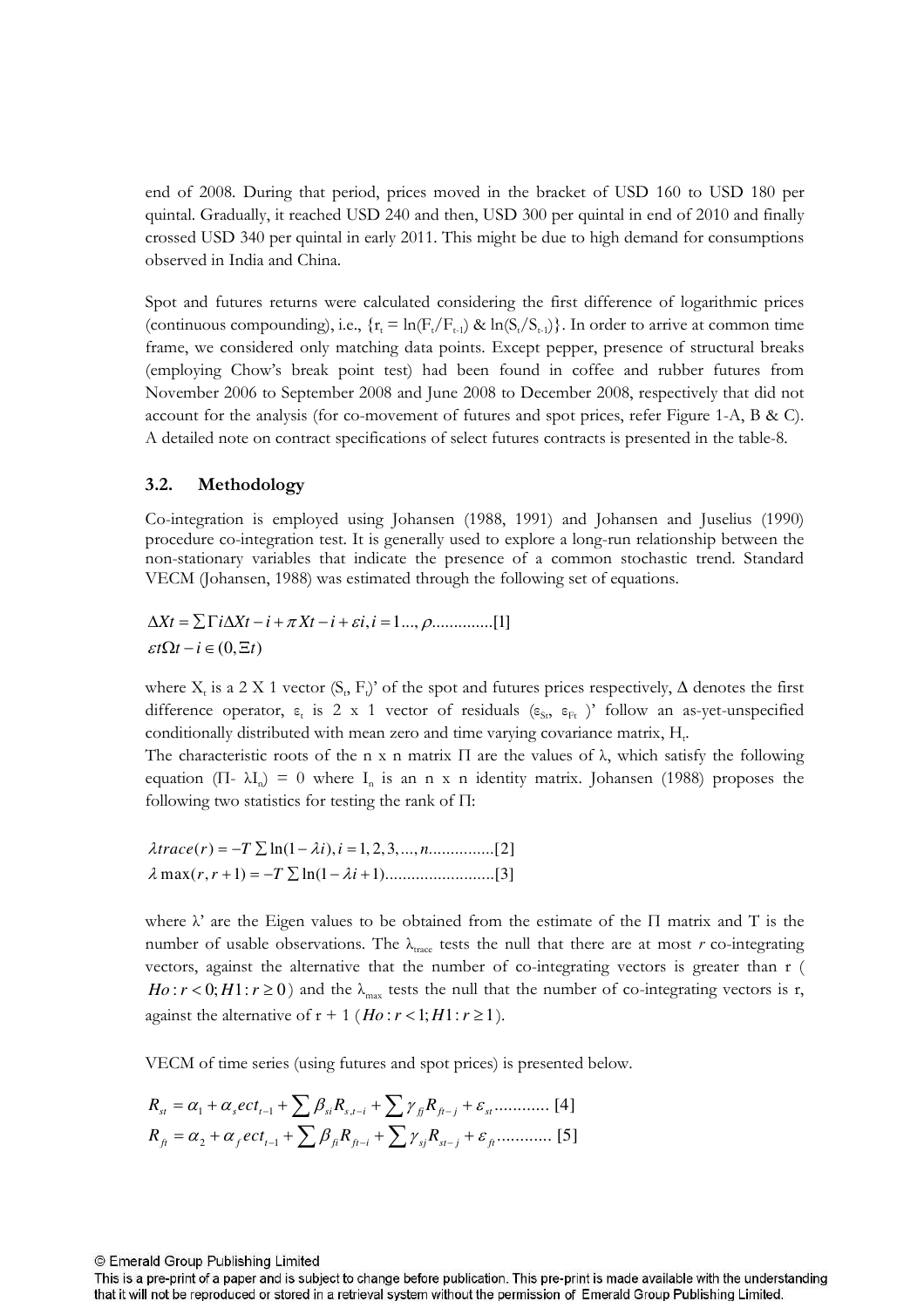end of 2008. During that period, prices moved in the bracket of USD 160 to USD 180 per quintal. Gradually, it reached USD 240 and then, USD 300 per quintal in end of 2010 and finally crossed USD 340 per quintal in early 2011. This might be due to high demand for consumptions observed in India and China.

Spot and futures returns were calculated considering the first difference of logarithmic prices (continuous compounding), i.e., $\{r_t = \ln(F_t/F_{t-1})$ & $\ln(S_t/S_{t-1})\}$. In order to arrive at common time frame, we considered only matching data points. Except pepper, presence of structural breaks (employing Chow's break point test) had been found in coffee and rubber futures from November 2006 to September 2008 and June 2008 to December 2008, respectively that did not account for the analysis (for co-movement of futures and spot prices, refer Figure 1-A, B & C). A detailed note on contract specifications of select futures contracts is presented in the table-8.

### 3.2. Methodology

Co-integration is employed using Johansen (1988, 1991) and Johansen and Juselius (1990) procedure co-integration test. It is generally used to explore a long-run relationship between the non-stationary variables that indicate the presence of a common stochastic trend. Standard VECM (Johansen, 1988) was estimated through the following set of equations.

$$\Delta Xt = \sum \Gamma i \Delta Xt - i + \pi Xt - i + \varepsilon i, i = 1..., \rho .............[1]$$

$$\varepsilon t \Omega t - i \in (0, \Xi t)$$

where $X_t$ is a 2 X 1 vector $(S_t, F_t)'$ of the spot and futures prices respectively, $\Delta$ denotes the first difference operator, $\varepsilon_t$ is 2 x 1 vector of residuals $(\varepsilon_{St}, \varepsilon_{Ft})'$ follow an as-yet-unspecified conditionally distributed with mean zero and time varying covariance matrix, $H_t$.
The characteristic roots of the n x n matrix $\Pi$ are the values of $\lambda$, which satisfy the following equation $(\Pi - \lambda I_n) = 0$ where $I_n$ is an n x n identity matrix. Johansen (1988) proposes the following two statistics for testing the rank of $\Pi$:

$$\lambda trace(r) = -T \sum \ln(1 - \lambda i), i = 1, 2, 3, ..., n...............[2]$$

$$\lambda \max(r, r+1) = -T \sum \ln(1 - \lambda i + 1).........................[3]$$

where $\lambda$' are the Eigen values to be obtained from the estimate of the $\Pi$ matrix and T is the number of usable observations. The $\lambda_{trace}$ tests the null that there are at most *r* co-integrating vectors, against the alternative that the number of co-integrating vectors is greater than r ( $Ho: r < 0; H1: r \geq 0$ ) and the $\lambda_{max}$ tests the null that the number of co-integrating vectors is r, against the alternative of r + 1 ($Ho: r < 1; H1: r \geq 1$).

VECM of time series (using futures and spot prices) is presented below.

$$R_{st} = \alpha_1 + \alpha_s ect_{t-1} + \sum \beta_{si} R_{s,t-i} + \sum \gamma_{fj} R_{ft-j} + \varepsilon_{st} ............ [4]$$

$$R_{ft} = \alpha_2 + \alpha_f ect_{t-1} + \sum \beta_{fi} R_{ft-i} + \sum \gamma_{sj} R_{st-j} + \varepsilon_{ft} ............ [5]$$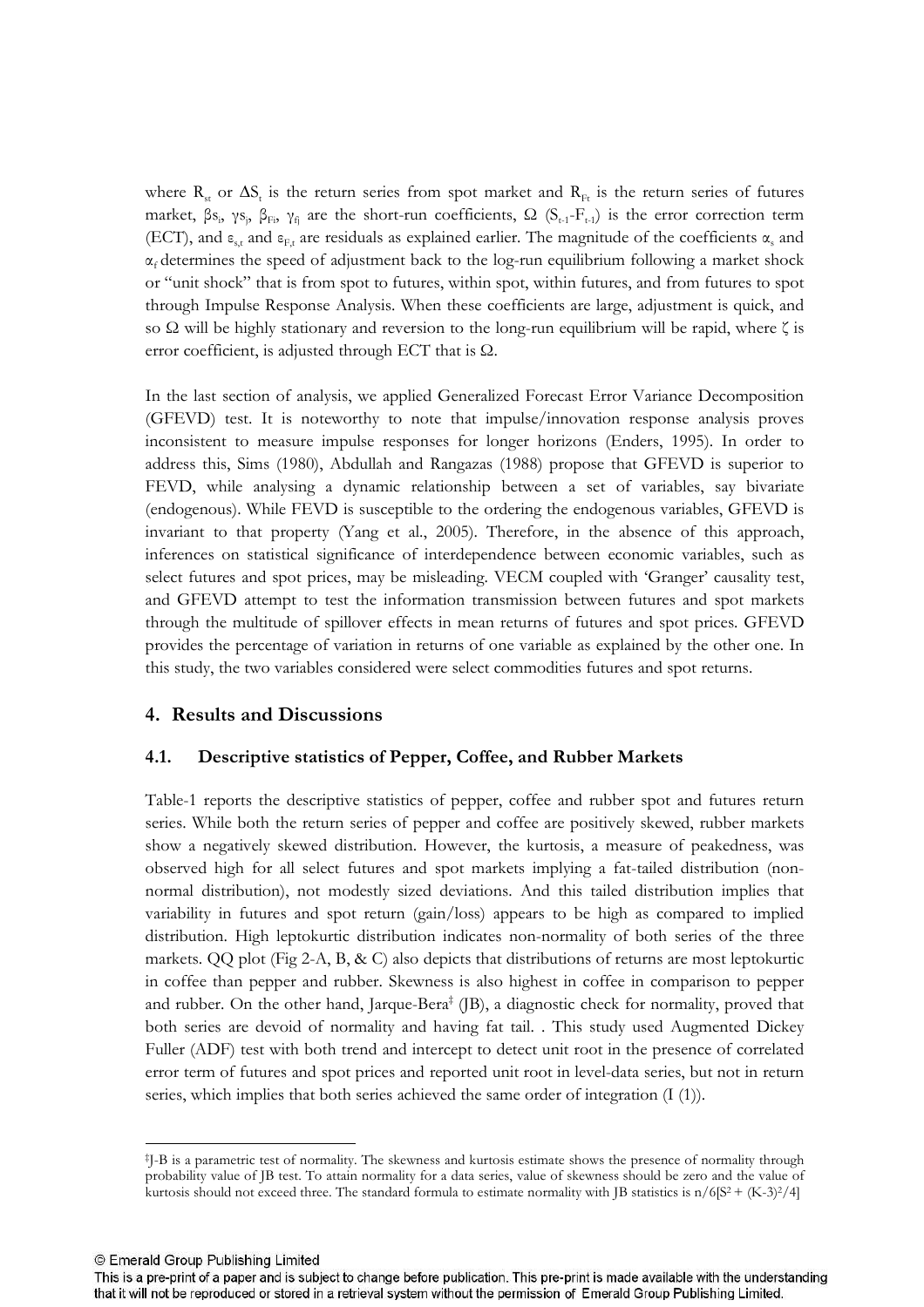where $R_{st}$ or $\Delta S_t$ is the return series from spot market and $R_{Ft}$ is the return series of futures market, $\beta s_i$, $\gamma s_j$, $\beta_{Fi}$, $\gamma_{fj}$ are the short-run coefficients, $\Omega$ $(S_{t-1}-F_{t-1})$ is the error correction term (ECT), and $\varepsilon_{s,t}$ and $\varepsilon_{F,t}$ are residuals as explained earlier. The magnitude of the coefficients $\alpha_s$ and $\alpha_f$ determines the speed of adjustment back to the log-run equilibrium following a market shock or "unit shock" that is from spot to futures, within spot, within futures, and from futures to spot through Impulse Response Analysis. When these coefficients are large, adjustment is quick, and so $\Omega$ will be highly stationary and reversion to the long-run equilibrium will be rapid, where $\zeta$ is error coefficient, is adjusted through ECT that is $\Omega$.

In the last section of analysis, we applied Generalized Forecast Error Variance Decomposition (GFEVD) test. It is noteworthy to note that impulse/innovation response analysis proves inconsistent to measure impulse responses for longer horizons (Enders, 1995). In order to address this, Sims (1980), Abdullah and Rangazas (1988) propose that GFEVD is superior to FEVD, while analysing a dynamic relationship between a set of variables, say bivariate (endogenous). While FEVD is susceptible to the ordering the endogenous variables, GFEVD is invariant to that property (Yang et al., 2005). Therefore, in the absence of this approach, inferences on statistical significance of interdependence between economic variables, such as select futures and spot prices, may be misleading. VECM coupled with 'Granger' causality test, and GFEVD attempt to test the information transmission between futures and spot markets through the multitude of spillover effects in mean returns of futures and spot prices. GFEVD provides the percentage of variation in returns of one variable as explained by the other one. In this study, the two variables considered were select commodities futures and spot returns.

## 4. Results and Discussions

### 4.1. Descriptive statistics of Pepper, Coffee, and Rubber Markets

Table-1 reports the descriptive statistics of pepper, coffee and rubber spot and futures return series. While both the return series of pepper and coffee are positively skewed, rubber markets show a negatively skewed distribution. However, the kurtosis, a measure of peakedness, was observed high for all select futures and spot markets implying a fat-tailed distribution (non-normal distribution), not modestly sized deviations. And this tailed distribution implies that variability in futures and spot return (gain/loss) appears to be high as compared to implied distribution. High leptokurtic distribution indicates non-normality of both series of the three markets. QQ plot (Fig 2-A, B, & C) also depicts that distributions of returns are most leptokurtic in coffee than pepper and rubber. Skewness is also highest in coffee in comparison to pepper and rubber. On the other hand, Jarque-Bera[‡] (JB), a diagnostic check for normality, proved that both series are devoid of normality and having fat tail. . This study used Augmented Dickey Fuller (ADF) test with both trend and intercept to detect unit root in the presence of correlated error term of futures and spot prices and reported unit root in level-data series, but not in return series, which implies that both series achieved the same order of integration (I (1)).

---

[‡]J-B is a parametric test of normality. The skewness and kurtosis estimate shows the presence of normality through probability value of JB test. To attain normality for a data series, value of skewness should be zero and the value of kurtosis should not exceed three. The standard formula to estimate normality with JB statistics is $n/6[S^2 + (K-3)^2/4]$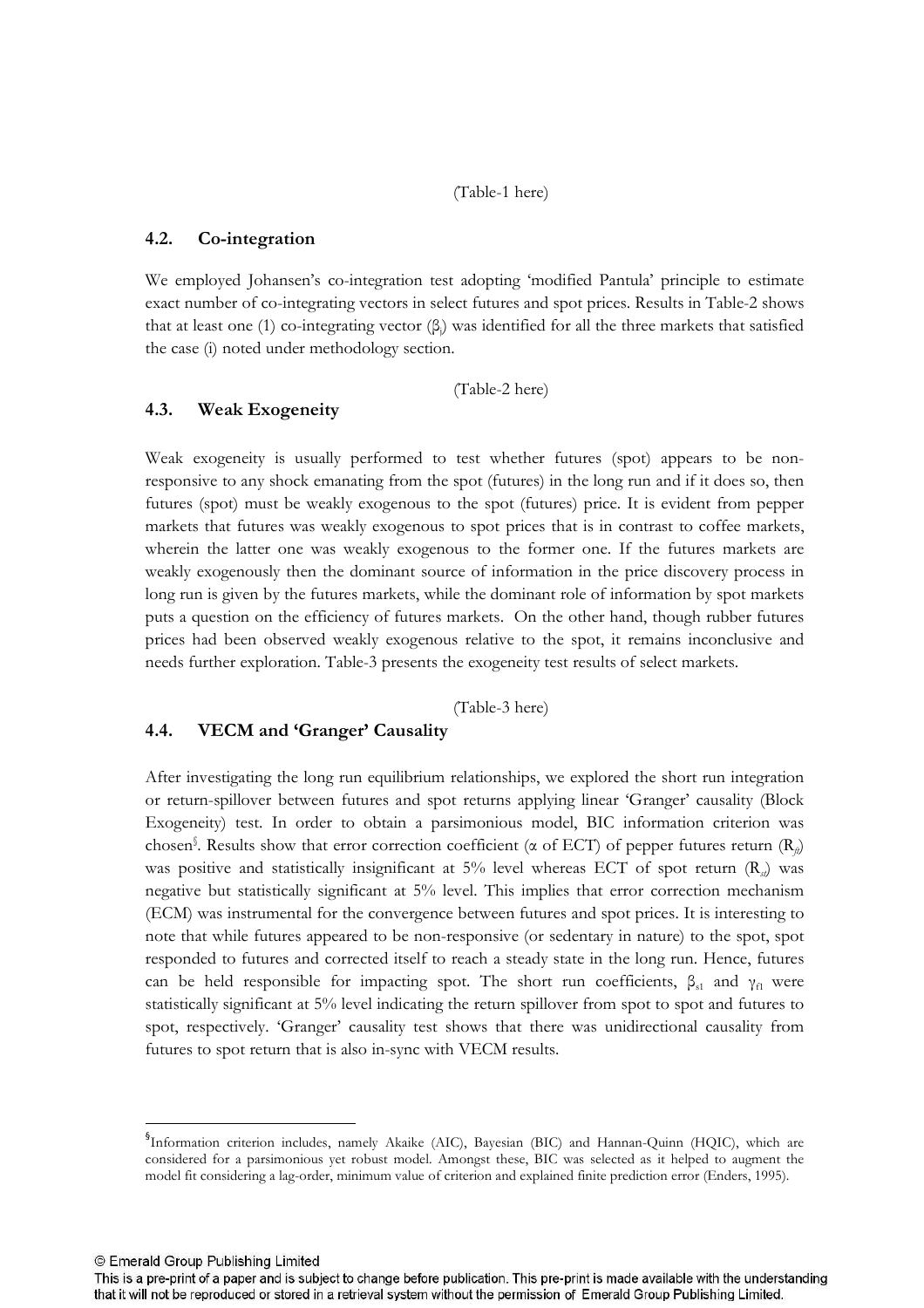(Table-1 here)

## 4.2. Co-integration

We employed Johansen's co-integration test adopting 'modified Pantula' principle to estimate exact number of co-integrating vectors in select futures and spot prices. Results in Table-2 shows that at least one (1) co-integrating vector ($\beta_i$) was identified for all the three markets that satisfied the case (i) noted under methodology section.

(Table-2 here)

## 4.3. Weak Exogeneity

Weak exogeneity is usually performed to test whether futures (spot) appears to be non-responsive to any shock emanating from the spot (futures) in the long run and if it does so, then futures (spot) must be weakly exogenous to the spot (futures) price. It is evident from pepper markets that futures was weakly exogenous to spot prices that is in contrast to coffee markets, wherein the latter one was weakly exogenous to the former one. If the futures markets are weakly exogenously then the dominant source of information in the price discovery process in long run is given by the futures markets, while the dominant role of information by spot markets puts a question on the efficiency of futures markets. On the other hand, though rubber futures prices had been observed weakly exogenous relative to the spot, it remains inconclusive and needs further exploration. Table-3 presents the exogeneity test results of select markets.

(Table-3 here)

## 4.4. VECM and 'Granger' Causality

After investigating the long run equilibrium relationships, we explored the short run integration or return-spillover between futures and spot returns applying linear 'Granger' causality (Block Exogeneity) test. In order to obtain a parsimonious model, BIC information criterion was chosen[§]. Results show that error correction coefficient ($\alpha$ of ECT) of pepper futures return ($R_{ft}$) was positive and statistically insignificant at 5% level whereas ECT of spot return ($R_{st}$) was negative but statistically significant at 5% level. This implies that error correction mechanism (ECM) was instrumental for the convergence between futures and spot prices. It is interesting to note that while futures appeared to be non-responsive (or sedentary in nature) to the spot, spot responded to futures and corrected itself to reach a steady state in the long run. Hence, futures can be held responsible for impacting spot. The short run coefficients, $\beta_{s1}$ and $\gamma_{f1}$ were statistically significant at 5% level indicating the return spillover from spot to spot and futures to spot, respectively. 'Granger' causality test shows that there was unidirectional causality from futures to spot return that is also in-sync with VECM results.

---

[§]Information criterion includes, namely Akaike (AIC), Bayesian (BIC) and Hannan-Quinn (HQIC), which are considered for a parsimonious yet robust model. Amongst these, BIC was selected as it helped to augment the model fit considering a lag-order, minimum value of criterion and explained finite prediction error (Enders, 1995).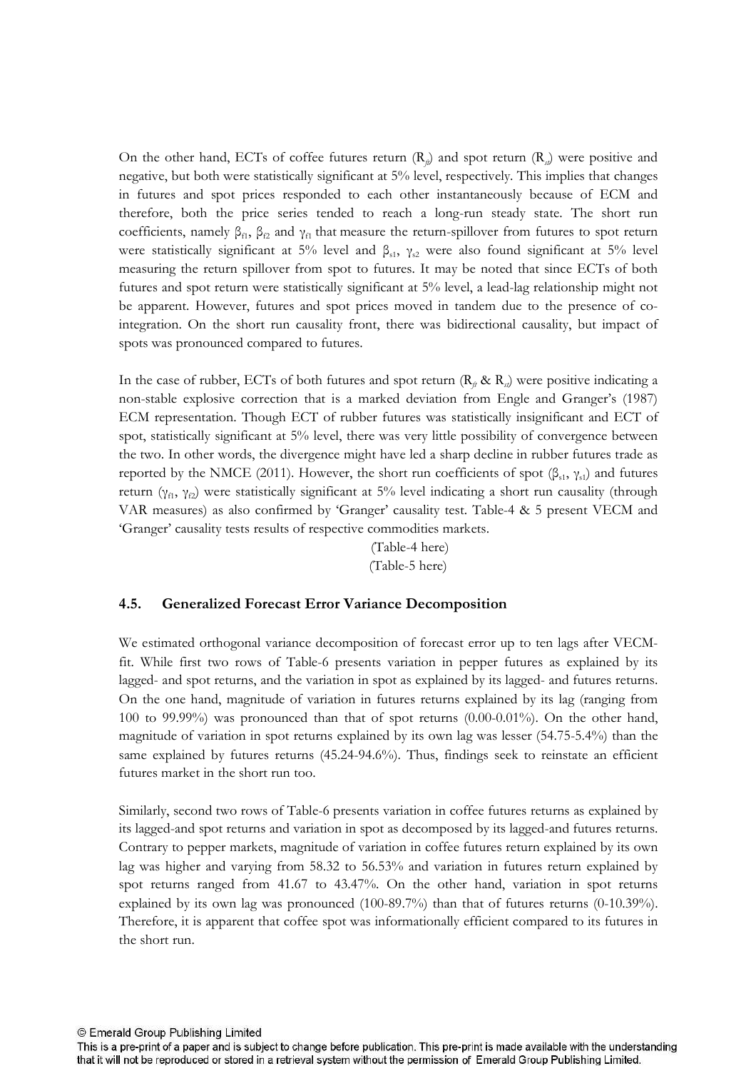On the other hand, ECTs of coffee futures return ($R_{ft}$) and spot return ($R_{st}$) were positive and negative, but both were statistically significant at 5% level, respectively. This implies that changes in futures and spot prices responded to each other instantaneously because of ECM and therefore, both the price series tended to reach a long-run steady state. The short run coefficients, namely $\beta_{f1}$, $\beta_{f2}$ and $\gamma_{f1}$ that measure the return-spillover from futures to spot return were statistically significant at 5% level and $\beta_{s1}$, $\gamma_{s2}$ were also found significant at 5% level measuring the return spillover from spot to futures. It may be noted that since ECTs of both futures and spot return were statistically significant at 5% level, a lead-lag relationship might not be apparent. However, futures and spot prices moved in tandem due to the presence of co-integration. On the short run causality front, there was bidirectional causality, but impact of spots was pronounced compared to futures.

In the case of rubber, ECTs of both futures and spot return ($R_{ft}$ & $R_{st}$) were positive indicating a non-stable explosive correction that is a marked deviation from Engle and Granger's (1987) ECM representation. Though ECT of rubber futures was statistically insignificant and ECT of spot, statistically significant at 5% level, there was very little possibility of convergence between the two. In other words, the divergence might have led a sharp decline in rubber futures trade as reported by the NMCE (2011). However, the short run coefficients of spot ($\beta_{s1}$, $\gamma_{s1}$) and futures return ($\gamma_{f1}$, $\gamma_{f2}$) were statistically significant at 5% level indicating a short run causality (through VAR measures) as also confirmed by 'Granger' causality test. Table-4 & 5 present VECM and 'Granger' causality tests results of respective commodities markets.

(Table-4 here)

(Table-5 here)

### 4.5. Generalized Forecast Error Variance Decomposition

We estimated orthogonal variance decomposition of forecast error up to ten lags after VECM-fit. While first two rows of Table-6 presents variation in pepper futures as explained by its lagged- and spot returns, and the variation in spot as explained by its lagged- and futures returns. On the one hand, magnitude of variation in futures returns explained by its lag (ranging from 100 to 99.99%) was pronounced than that of spot returns (0.00-0.01%). On the other hand, magnitude of variation in spot returns explained by its own lag was lesser (54.75-5.4%) than the same explained by futures returns (45.24-94.6%). Thus, findings seek to reinstate an efficient futures market in the short run too.

Similarly, second two rows of Table-6 presents variation in coffee futures returns as explained by its lagged-and spot returns and variation in spot as decomposed by its lagged-and futures returns. Contrary to pepper markets, magnitude of variation in coffee futures return explained by its own lag was higher and varying from 58.32 to 56.53% and variation in futures return explained by spot returns ranged from 41.67 to 43.47%. On the other hand, variation in spot returns explained by its own lag was pronounced (100-89.7%) than that of futures returns (0-10.39%). Therefore, it is apparent that coffee spot was informationally efficient compared to its futures in the short run.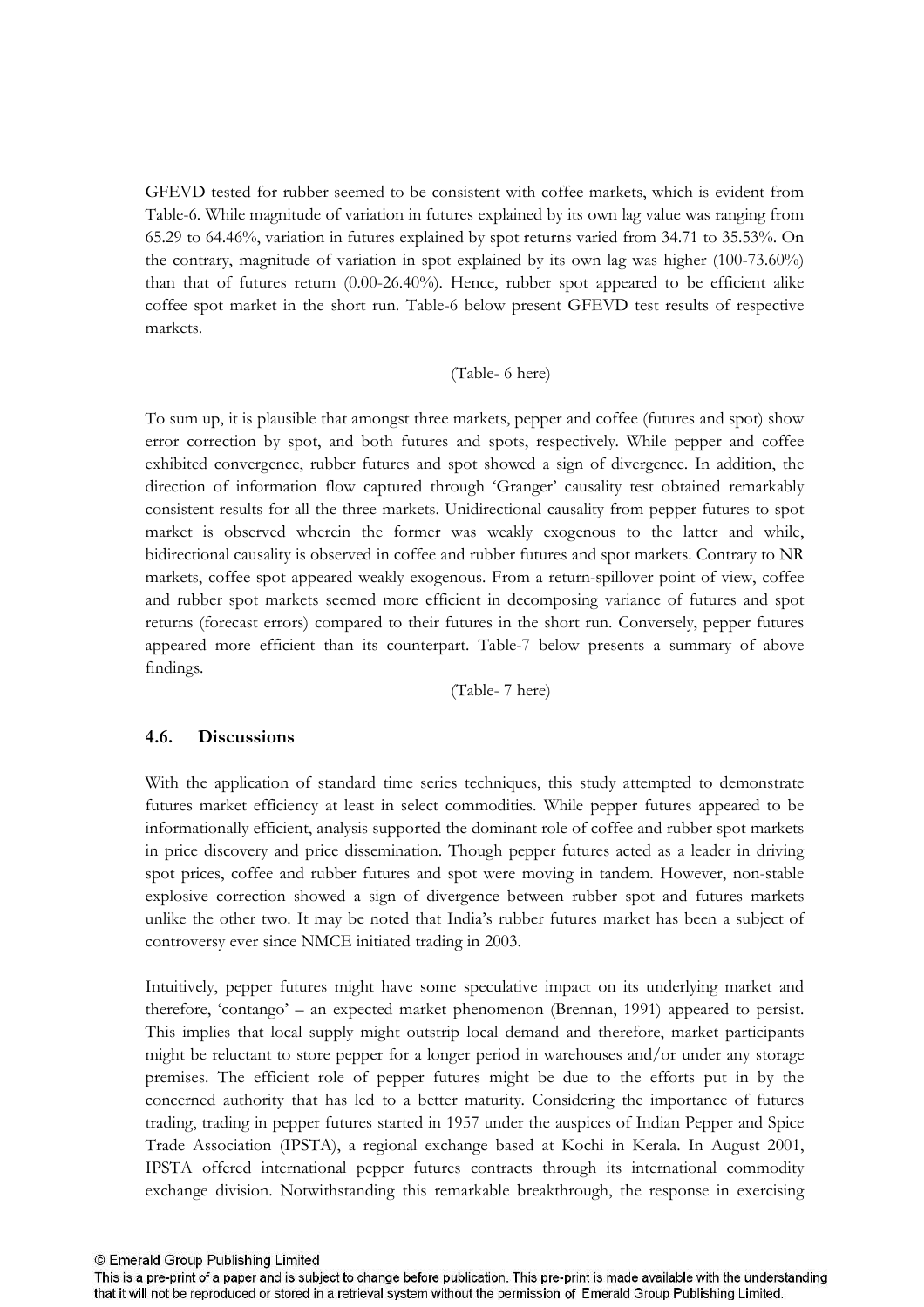GFEVD tested for rubber seemed to be consistent with coffee markets, which is evident from Table-6. While magnitude of variation in futures explained by its own lag value was ranging from 65.29 to 64.46%, variation in futures explained by spot returns varied from 34.71 to 35.53%. On the contrary, magnitude of variation in spot explained by its own lag was higher (100-73.60%) than that of futures return (0.00-26.40%). Hence, rubber spot appeared to be efficient alike coffee spot market in the short run. Table-6 below present GFEVD test results of respective markets.

(Table- 6 here)

To sum up, it is plausible that amongst three markets, pepper and coffee (futures and spot) show error correction by spot, and both futures and spots, respectively. While pepper and coffee exhibited convergence, rubber futures and spot showed a sign of divergence. In addition, the direction of information flow captured through 'Granger' causality test obtained remarkably consistent results for all the three markets. Unidirectional causality from pepper futures to spot market is observed wherein the former was weakly exogenous to the latter and while, bidirectional causality is observed in coffee and rubber futures and spot markets. Contrary to NR markets, coffee spot appeared weakly exogenous. From a return-spillover point of view, coffee and rubber spot markets seemed more efficient in decomposing variance of futures and spot returns (forecast errors) compared to their futures in the short run. Conversely, pepper futures appeared more efficient than its counterpart. Table-7 below presents a summary of above findings.

(Table- 7 here)

### 4.6. Discussions

With the application of standard time series techniques, this study attempted to demonstrate futures market efficiency at least in select commodities. While pepper futures appeared to be informationally efficient, analysis supported the dominant role of coffee and rubber spot markets in price discovery and price dissemination. Though pepper futures acted as a leader in driving spot prices, coffee and rubber futures and spot were moving in tandem. However, non-stable explosive correction showed a sign of divergence between rubber spot and futures markets unlike the other two. It may be noted that India's rubber futures market has been a subject of controversy ever since NMCE initiated trading in 2003.

Intuitively, pepper futures might have some speculative impact on its underlying market and therefore, 'contango' – an expected market phenomenon (Brennan, 1991) appeared to persist. This implies that local supply might outstrip local demand and therefore, market participants might be reluctant to store pepper for a longer period in warehouses and/or under any storage premises. The efficient role of pepper futures might be due to the efforts put in by the concerned authority that has led to a better maturity. Considering the importance of futures trading, trading in pepper futures started in 1957 under the auspices of Indian Pepper and Spice Trade Association (IPSTA), a regional exchange based at Kochi in Kerala. In August 2001, IPSTA offered international pepper futures contracts through its international commodity exchange division. Notwithstanding this remarkable breakthrough, the response in exercising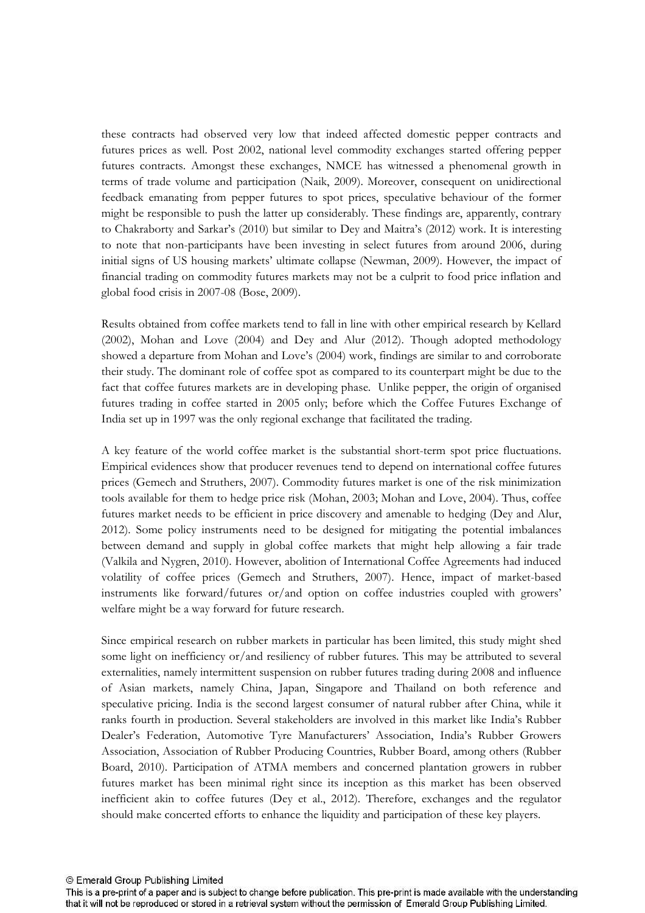these contracts had observed very low that indeed affected domestic pepper contracts and futures prices as well. Post 2002, national level commodity exchanges started offering pepper futures contracts. Amongst these exchanges, NMCE has witnessed a phenomenal growth in terms of trade volume and participation (Naik, 2009). Moreover, consequent on unidirectional feedback emanating from pepper futures to spot prices, speculative behaviour of the former might be responsible to push the latter up considerably. These findings are, apparently, contrary to Chakraborty and Sarkar's (2010) but similar to Dey and Maitra's (2012) work. It is interesting to note that non-participants have been investing in select futures from around 2006, during initial signs of US housing markets' ultimate collapse (Newman, 2009). However, the impact of financial trading on commodity futures markets may not be a culprit to food price inflation and global food crisis in 2007-08 (Bose, 2009).

Results obtained from coffee markets tend to fall in line with other empirical research by Kellard (2002), Mohan and Love (2004) and Dey and Alur (2012). Though adopted methodology showed a departure from Mohan and Love's (2004) work, findings are similar to and corroborate their study. The dominant role of coffee spot as compared to its counterpart might be due to the fact that coffee futures markets are in developing phase. Unlike pepper, the origin of organised futures trading in coffee started in 2005 only; before which the Coffee Futures Exchange of India set up in 1997 was the only regional exchange that facilitated the trading.

A key feature of the world coffee market is the substantial short-term spot price fluctuations. Empirical evidences show that producer revenues tend to depend on international coffee futures prices (Gemech and Struthers, 2007). Commodity futures market is one of the risk minimization tools available for them to hedge price risk (Mohan, 2003; Mohan and Love, 2004). Thus, coffee futures market needs to be efficient in price discovery and amenable to hedging (Dey and Alur, 2012). Some policy instruments need to be designed for mitigating the potential imbalances between demand and supply in global coffee markets that might help allowing a fair trade (Valkila and Nygren, 2010). However, abolition of International Coffee Agreements had induced volatility of coffee prices (Gemech and Struthers, 2007). Hence, impact of market-based instruments like forward/futures or/and option on coffee industries coupled with growers' welfare might be a way forward for future research.

Since empirical research on rubber markets in particular has been limited, this study might shed some light on inefficiency or/and resiliency of rubber futures. This may be attributed to several externalities, namely intermittent suspension on rubber futures trading during 2008 and influence of Asian markets, namely China, Japan, Singapore and Thailand on both reference and speculative pricing. India is the second largest consumer of natural rubber after China, while it ranks fourth in production. Several stakeholders are involved in this market like India's Rubber Dealer's Federation, Automotive Tyre Manufacturers' Association, India's Rubber Growers Association, Association of Rubber Producing Countries, Rubber Board, among others (Rubber Board, 2010). Participation of ATMA members and concerned plantation growers in rubber futures market has been minimal right since its inception as this market has been observed inefficient akin to coffee futures (Dey et al., 2012). Therefore, exchanges and the regulator should make concerted efforts to enhance the liquidity and participation of these key players.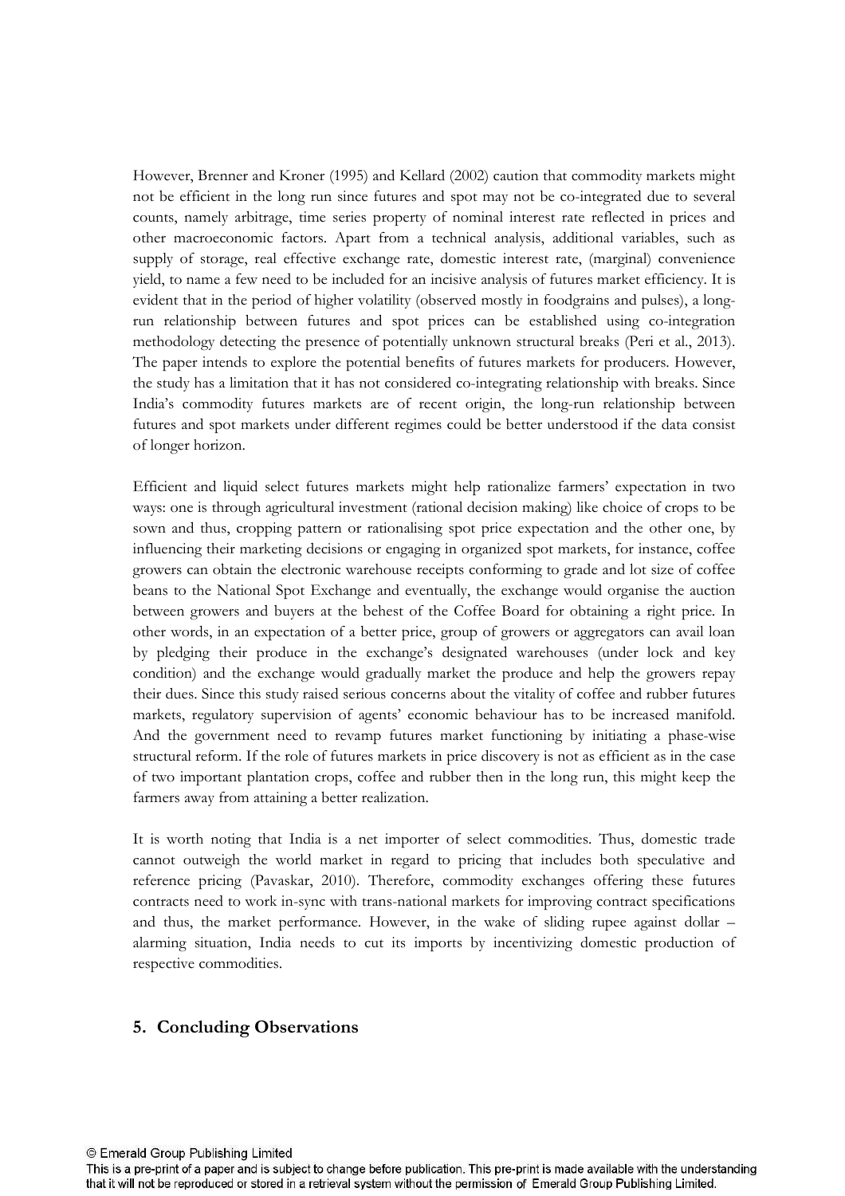However, Brenner and Kroner (1995) and Kellard (2002) caution that commodity markets might not be efficient in the long run since futures and spot may not be co-integrated due to several counts, namely arbitrage, time series property of nominal interest rate reflected in prices and other macroeconomic factors. Apart from a technical analysis, additional variables, such as supply of storage, real effective exchange rate, domestic interest rate, (marginal) convenience yield, to name a few need to be included for an incisive analysis of futures market efficiency. It is evident that in the period of higher volatility (observed mostly in foodgrains and pulses), a long-run relationship between futures and spot prices can be established using co-integration methodology detecting the presence of potentially unknown structural breaks (Peri et al., 2013). The paper intends to explore the potential benefits of futures markets for producers. However, the study has a limitation that it has not considered co-integrating relationship with breaks. Since India's commodity futures markets are of recent origin, the long-run relationship between futures and spot markets under different regimes could be better understood if the data consist of longer horizon.

Efficient and liquid select futures markets might help rationalize farmers' expectation in two ways: one is through agricultural investment (rational decision making) like choice of crops to be sown and thus, cropping pattern or rationalising spot price expectation and the other one, by influencing their marketing decisions or engaging in organized spot markets, for instance, coffee growers can obtain the electronic warehouse receipts conforming to grade and lot size of coffee beans to the National Spot Exchange and eventually, the exchange would organise the auction between growers and buyers at the behest of the Coffee Board for obtaining a right price. In other words, in an expectation of a better price, group of growers or aggregators can avail loan by pledging their produce in the exchange's designated warehouses (under lock and key condition) and the exchange would gradually market the produce and help the growers repay their dues. Since this study raised serious concerns about the vitality of coffee and rubber futures markets, regulatory supervision of agents' economic behaviour has to be increased manifold. And the government need to revamp futures market functioning by initiating a phase-wise structural reform. If the role of futures markets in price discovery is not as efficient as in the case of two important plantation crops, coffee and rubber then in the long run, this might keep the farmers away from attaining a better realization.

It is worth noting that India is a net importer of select commodities. Thus, domestic trade cannot outweigh the world market in regard to pricing that includes both speculative and reference pricing (Pavaskar, 2010). Therefore, commodity exchanges offering these futures contracts need to work in-sync with trans-national markets for improving contract specifications and thus, the market performance. However, in the wake of sliding rupee against dollar – alarming situation, India needs to cut its imports by incentivizing domestic production of respective commodities.

## 5. Concluding Observations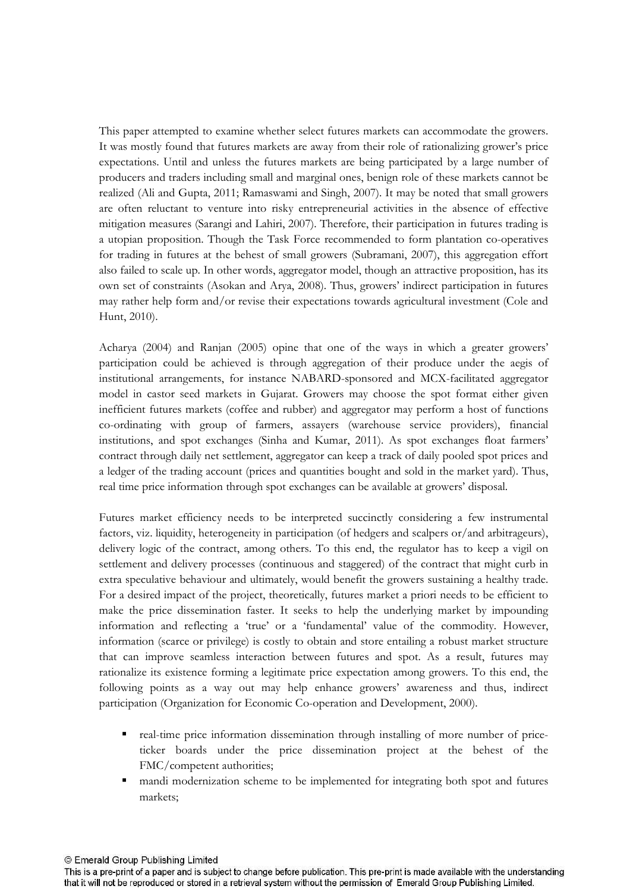This paper attempted to examine whether select futures markets can accommodate the growers. It was mostly found that futures markets are away from their role of rationalizing grower's price expectations. Until and unless the futures markets are being participated by a large number of producers and traders including small and marginal ones, benign role of these markets cannot be realized (Ali and Gupta, 2011; Ramaswami and Singh, 2007). It may be noted that small growers are often reluctant to venture into risky entrepreneurial activities in the absence of effective mitigation measures (Sarangi and Lahiri, 2007). Therefore, their participation in futures trading is a utopian proposition. Though the Task Force recommended to form plantation co-operatives for trading in futures at the behest of small growers (Subramani, 2007), this aggregation effort also failed to scale up. In other words, aggregator model, though an attractive proposition, has its own set of constraints (Asokan and Arya, 2008). Thus, growers' indirect participation in futures may rather help form and/or revise their expectations towards agricultural investment (Cole and Hunt, 2010).

Acharya (2004) and Ranjan (2005) opine that one of the ways in which a greater growers' participation could be achieved is through aggregation of their produce under the aegis of institutional arrangements, for instance NABARD-sponsored and MCX-facilitated aggregator model in castor seed markets in Gujarat. Growers may choose the spot format either given inefficient futures markets (coffee and rubber) and aggregator may perform a host of functions co-ordinating with group of farmers, assayers (warehouse service providers), financial institutions, and spot exchanges (Sinha and Kumar, 2011). As spot exchanges float farmers' contract through daily net settlement, aggregator can keep a track of daily pooled spot prices and a ledger of the trading account (prices and quantities bought and sold in the market yard). Thus, real time price information through spot exchanges can be available at growers' disposal.

Futures market efficiency needs to be interpreted succinctly considering a few instrumental factors, viz. liquidity, heterogeneity in participation (of hedgers and scalpers or/and arbitrageurs), delivery logic of the contract, among others. To this end, the regulator has to keep a vigil on settlement and delivery processes (continuous and staggered) of the contract that might curb in extra speculative behaviour and ultimately, would benefit the growers sustaining a healthy trade. For a desired impact of the project, theoretically, futures market a priori needs to be efficient to make the price dissemination faster. It seeks to help the underlying market by impounding information and reflecting a 'true' or a 'fundamental' value of the commodity. However, information (scarce or privilege) is costly to obtain and store entailing a robust market structure that can improve seamless interaction between futures and spot. As a result, futures may rationalize its existence forming a legitimate price expectation among growers. To this end, the following points as a way out may help enhance growers' awareness and thus, indirect participation (Organization for Economic Co-operation and Development, 2000).

- real-time price information dissemination through installing of more number of price-ticker boards under the price dissemination project at the behest of the FMC/competent authorities;
- mandi modernization scheme to be implemented for integrating both spot and futures markets;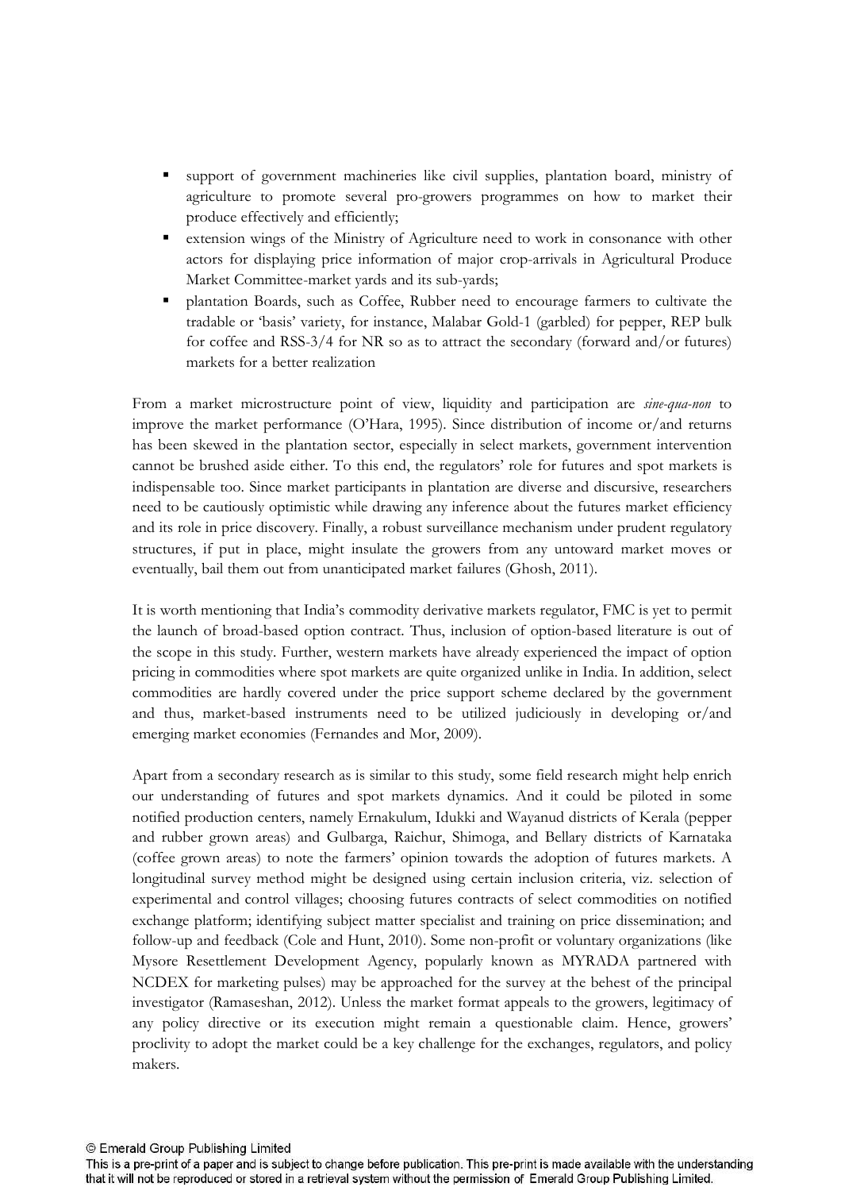- support of government machineries like civil supplies, plantation board, ministry of agriculture to promote several pro-growers programmes on how to market their produce effectively and efficiently;
- extension wings of the Ministry of Agriculture need to work in consonance with other actors for displaying price information of major crop-arrivals in Agricultural Produce Market Committee-market yards and its sub-yards;
- plantation Boards, such as Coffee, Rubber need to encourage farmers to cultivate the tradable or 'basis' variety, for instance, Malabar Gold-1 (garbled) for pepper, REP bulk for coffee and RSS-3/4 for NR so as to attract the secondary (forward and/or futures) markets for a better realization

From a market microstructure point of view, liquidity and participation are *sine-qua-non* to improve the market performance (O'Hara, 1995). Since distribution of income or/and returns has been skewed in the plantation sector, especially in select markets, government intervention cannot be brushed aside either. To this end, the regulators' role for futures and spot markets is indispensable too. Since market participants in plantation are diverse and discursive, researchers need to be cautiously optimistic while drawing any inference about the futures market efficiency and its role in price discovery. Finally, a robust surveillance mechanism under prudent regulatory structures, if put in place, might insulate the growers from any untoward market moves or eventually, bail them out from unanticipated market failures (Ghosh, 2011).

It is worth mentioning that India's commodity derivative markets regulator, FMC is yet to permit the launch of broad-based option contract. Thus, inclusion of option-based literature is out of the scope in this study. Further, western markets have already experienced the impact of option pricing in commodities where spot markets are quite organized unlike in India. In addition, select commodities are hardly covered under the price support scheme declared by the government and thus, market-based instruments need to be utilized judiciously in developing or/and emerging market economies (Fernandes and Mor, 2009).

Apart from a secondary research as is similar to this study, some field research might help enrich our understanding of futures and spot markets dynamics. And it could be piloted in some notified production centers, namely Ernakulum, Idukki and Wayanud districts of Kerala (pepper and rubber grown areas) and Gulbarga, Raichur, Shimoga, and Bellary districts of Karnataka (coffee grown areas) to note the farmers' opinion towards the adoption of futures markets. A longitudinal survey method might be designed using certain inclusion criteria, viz. selection of experimental and control villages; choosing futures contracts of select commodities on notified exchange platform; identifying subject matter specialist and training on price dissemination; and follow-up and feedback (Cole and Hunt, 2010). Some non-profit or voluntary organizations (like Mysore Resettlement Development Agency, popularly known as MYRADA partnered with NCDEX for marketing pulses) may be approached for the survey at the behest of the principal investigator (Ramaseshan, 2012). Unless the market format appeals to the growers, legitimacy of any policy directive or its execution might remain a questionable claim. Hence, growers' proclivity to adopt the market could be a key challenge for the exchanges, regulators, and policy makers.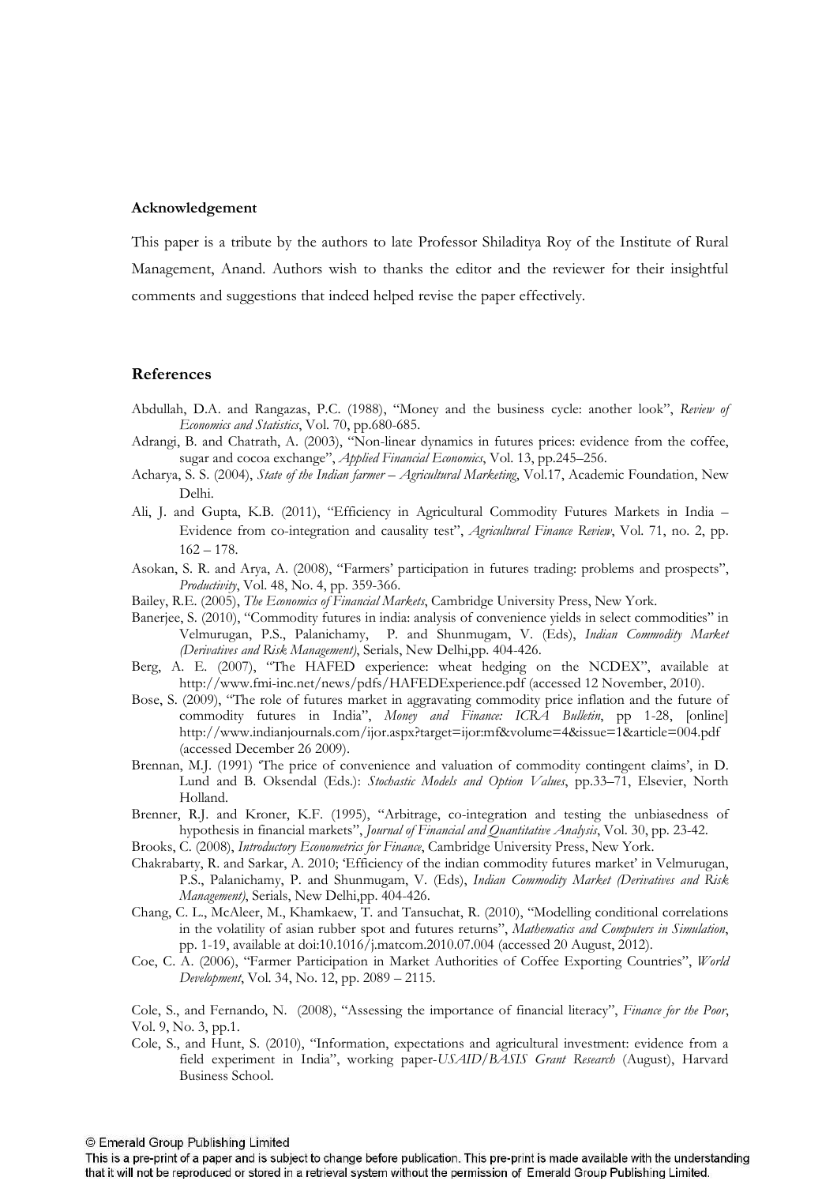**Acknowledgement**

This paper is a tribute by the authors to late Professor Shiladitya Roy of the Institute of Rural Management, Anand. Authors wish to thanks the editor and the reviewer for their insightful comments and suggestions that indeed helped revise the paper effectively.

**References**

Abdullah, D.A. and Rangazas, P.C. (1988), "Money and the business cycle: another look", *Review of Economics and Statistics*, Vol. 70, pp.680-685.

Adrangi, B. and Chatrath, A. (2003), "Non-linear dynamics in futures prices: evidence from the coffee, sugar and cocoa exchange", *Applied Financial Economics*, Vol. 13, pp.245–256.

Acharya, S. S. (2004), *State of the Indian farmer – Agricultural Marketing*, Vol.17, Academic Foundation, New Delhi.

Ali, J. and Gupta, K.B. (2011), "Efficiency in Agricultural Commodity Futures Markets in India – Evidence from co-integration and causality test", *Agricultural Finance Review*, Vol. 71, no. 2, pp. 162 – 178.

Asokan, S. R. and Arya, A. (2008), "Farmers' participation in futures trading: problems and prospects", *Productivity*, Vol. 48, No. 4, pp. 359-366.

Bailey, R.E. (2005), *The Economics of Financial Markets*, Cambridge University Press, New York.

Banerjee, S. (2010), "Commodity futures in india: analysis of convenience yields in select commodities" in Velmurugan, P.S., Palanichamy, P. and Shunmugam, V. (Eds), *Indian Commodity Market (Derivatives and Risk Management)*, Serials, New Delhi,pp. 404-426.

Berg, A. E. (2007), "The HAFED experience: wheat hedging on the NCDEX", available at http://www.fmi-inc.net/news/pdfs/HAFEDExperience.pdf (accessed 12 November, 2010).

Bose, S. (2009), "The role of futures market in aggravating commodity price inflation and the future of commodity futures in India", *Money and Finance: ICRA Bulletin*, pp 1-28, [online] http://www.indianjournals.com/ijor.aspx?target=ijor:mf&volume=4&issue=1&article=004.pdf (accessed December 26 2009).

Brennan, M.J. (1991) 'The price of convenience and valuation of commodity contingent claims', in D. Lund and B. Oksendal (Eds.): *Stochastic Models and Option Values*, pp.33–71, Elsevier, North Holland.

Brenner, R.J. and Kroner, K.F. (1995), "Arbitrage, co-integration and testing the unbiasedness of hypothesis in financial markets", *Journal of Financial and Quantitative Analysis*, Vol. 30, pp. 23-42.

Brooks, C. (2008), *Introductory Econometrics for Finance*, Cambridge University Press, New York.

Chakrabarty, R. and Sarkar, A. 2010; 'Efficiency of the indian commodity futures market' in Velmurugan, P.S., Palanichamy, P. and Shunmugam, V. (Eds), *Indian Commodity Market (Derivatives and Risk Management)*, Serials, New Delhi,pp. 404-426.

Chang, C. L., McAleer, M., Khamkaew, T. and Tansuchat, R. (2010), "Modelling conditional correlations in the volatility of asian rubber spot and futures returns", *Mathematics and Computers in Simulation*, pp. 1-19, available at doi:10.1016/j.matcom.2010.07.004 (accessed 20 August, 2012).

Coe, C. A. (2006), "Farmer Participation in Market Authorities of Coffee Exporting Countries", *World Development*, Vol. 34, No. 12, pp. 2089 – 2115.

Cole, S., and Fernando, N. (2008), "Assessing the importance of financial literacy", *Finance for the Poor*, Vol. 9, No. 3, pp.1.

Cole, S., and Hunt, S. (2010), "Information, expectations and agricultural investment: evidence from a field experiment in India", working paper-*USAID/BASIS Grant Research* (August), Harvard Business School.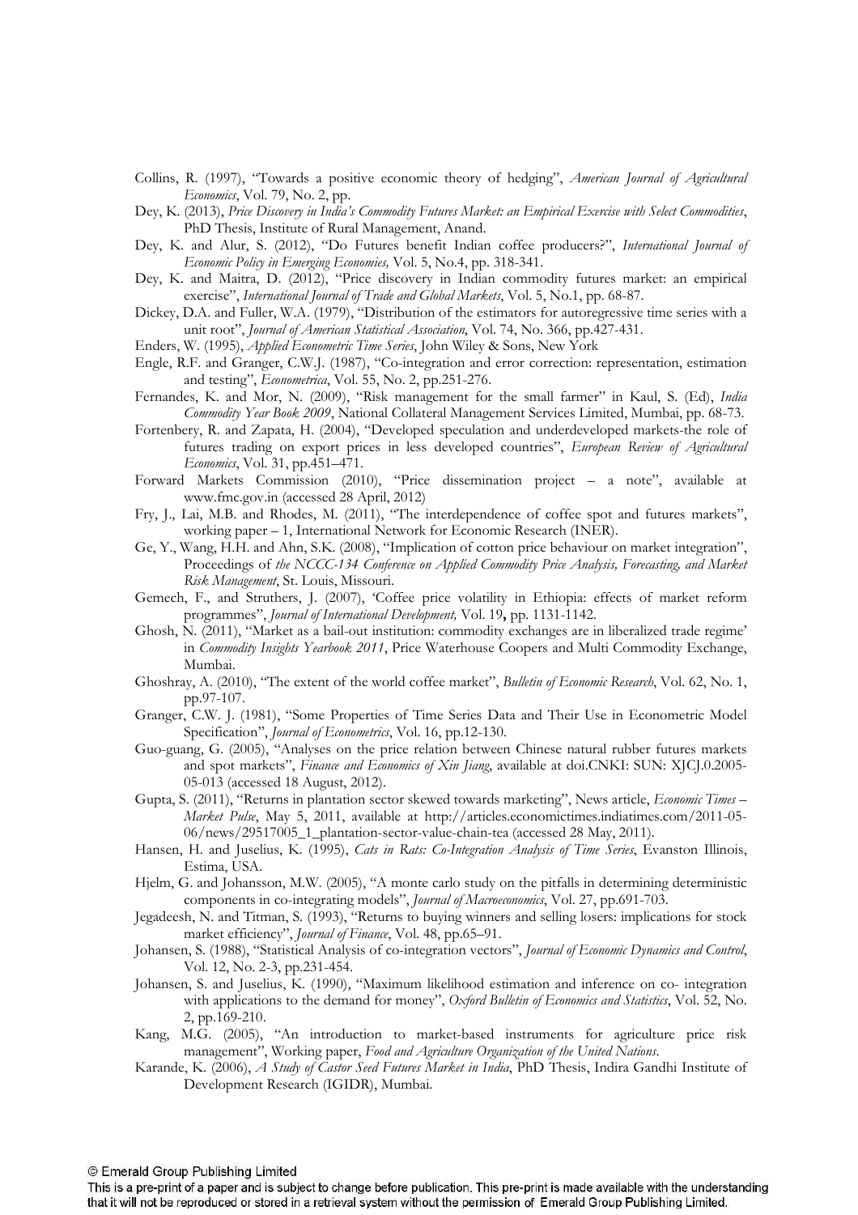Collins, R. (1997), "Towards a positive economic theory of hedging", *American Journal of Agricultural Economics*, Vol. 79, No. 2, pp.

Dey, K. (2013), *Price Discovery in India's Commodity Futures Market: an Empirical Exercise with Select Commodities*, PhD Thesis, Institute of Rural Management, Anand.

Dey, K. and Alur, S. (2012), "Do Futures benefit Indian coffee producers?", *International Journal of Economic Policy in Emerging Economies,* Vol. 5, No.4, pp. 318-341.

Dey, K. and Maitra, D. (2012), "Price discovery in Indian commodity futures market: an empirical exercise", *International Journal of Trade and Global Markets*, Vol. 5, No.1, pp. 68-87.

Dickey, D.A. and Fuller, W.A. (1979), "Distribution of the estimators for autoregressive time series with a unit root", *Journal of American Statistical Association*, Vol. 74, No. 366, pp.427-431.

Enders, W. (1995), *Applied Econometric Time Series*, John Wiley & Sons, New York

Engle, R.F. and Granger, C.W.J. (1987), "Co-integration and error correction: representation, estimation and testing", *Econometrica*, Vol. 55, No. 2, pp.251-276.

Fernandes, K. and Mor, N. (2009), "Risk management for the small farmer" in Kaul, S. (Ed), *India Commodity Year Book 2009*, National Collateral Management Services Limited, Mumbai, pp. 68-73.

Fortenbery, R. and Zapata, H. (2004), "Developed speculation and underdeveloped markets-the role of futures trading on export prices in less developed countries", *European Review of Agricultural Economics*, Vol. 31, pp.451–471.

Forward Markets Commission (2010), "Price dissemination project – a note", available at www.fmc.gov.in (accessed 28 April, 2012)

Fry, J., Lai, M.B. and Rhodes, M. (2011), "The interdependence of coffee spot and futures markets", working paper – 1, International Network for Economic Research (INER).

Ge, Y., Wang, H.H. and Ahn, S.K. (2008), "Implication of cotton price behaviour on market integration", Proceedings of *the NCCC-134 Conference on Applied Commodity Price Analysis, Forecasting, and Market Risk Management*, St. Louis, Missouri.

Gemech, F., and Struthers, J. (2007), 'Coffee price volatility in Ethiopia: effects of market reform programmes", *Journal of International Development,* Vol. 19**,** pp. 1131-1142.

Ghosh, N. (2011), "Market as a bail-out institution: commodity exchanges are in liberalized trade regime' in *Commodity Insights Yearbook 2011*, Price Waterhouse Coopers and Multi Commodity Exchange, Mumbai.

Ghoshray, A. (2010), "The extent of the world coffee market", *Bulletin of Economic Research*, Vol. 62, No. 1, pp.97-107.

Granger, C.W. J. (1981), "Some Properties of Time Series Data and Their Use in Econometric Model Specification", *Journal of Econometrics*, Vol. 16, pp.12-130.

Guo-guang, G. (2005), "Analyses on the price relation between Chinese natural rubber futures markets and spot markets", *Finance and Economics of Xin Jiang*, available at doi.CNKI: SUN: XJCJ.0.2005-05-013 (accessed 18 August, 2012).

Gupta, S. (2011), "Returns in plantation sector skewed towards marketing", News article, *Economic Times – Market Pulse*, May 5, 2011, available at http://articles.economictimes.indiatimes.com/2011-05-06/news/29517005_1_plantation-sector-value-chain-tea (accessed 28 May, 2011).

Hansen, H. and Juselius, K. (1995), *Cats in Rats: Co-Integration Analysis of Time Series*, Evanston Illinois, Estima, USA.

Hjelm, G. and Johansson, M.W. (2005), "A monte carlo study on the pitfalls in determining deterministic components in co-integrating models", *Journal of Macroeconomics*, Vol. 27, pp.691-703.

Jegadeesh, N. and Titman, S. (1993), "Returns to buying winners and selling losers: implications for stock market efficiency", *Journal of Finance*, Vol. 48, pp.65–91.

Johansen, S. (1988), "Statistical Analysis of co-integration vectors", *Journal of Economic Dynamics and Control*, Vol. 12, No. 2-3, pp.231-454.

Johansen, S. and Juselius, K. (1990), "Maximum likelihood estimation and inference on co- integration with applications to the demand for money", *Oxford Bulletin of Economics and Statistics*, Vol. 52, No. 2, pp.169-210.

Kang, M.G. (2005), "An introduction to market-based instruments for agriculture price risk management", Working paper, *Food and Agriculture Organization of the United Nations*.

Karande, K. (2006), *A Study of Castor Seed Futures Market in India*, PhD Thesis, Indira Gandhi Institute of Development Research (IGIDR), Mumbai.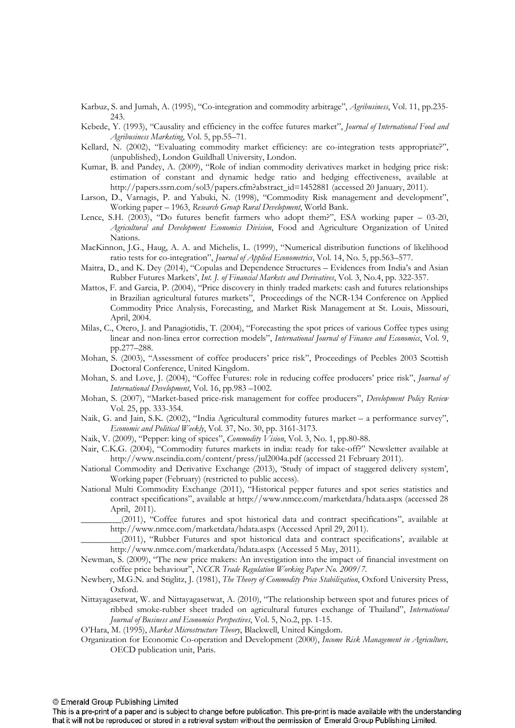Karbuz, S. and Jumah, A. (1995), "Co-integration and commodity arbitrage", *Agribusiness*, Vol. 11, pp.235-243.

Kebede, Y. (1993), "Causality and efficiency in the coffee futures market", *Journal of International Food and Agribusiness Marketing*, Vol. 5, pp.55–71.

Kellard, N. (2002), "Evaluating commodity market efficiency: are co-integration tests appropriate?", (unpublished), London Guildhall University, London.

Kumar, B. and Pandey, A. (2009), "Role of indian commodity derivatives market in hedging price risk: estimation of constant and dynamic hedge ratio and hedging effectiveness, available at http://papers.ssrn.com/sol3/papers.cfm?abstract_id=1452881 (accessed 20 January, 2011).

Larson, D., Varnagis, P. and Yabuki, N. (1998), "Commodity Risk management and development", Working paper – 1963, *Research Group Rural Development*, World Bank.

Lence, S.H. (2003), "Do futures benefit farmers who adopt them?", ESA working paper – 03-20, *Agricultural and Development Economics Division*, Food and Agriculture Organization of United Nations.

MacKinnon, J.G., Haug, A. A. and Michelis, L. (1999), "Numerical distribution functions of likelihood ratio tests for co-integration", *Journal of Applied Econometrics*, Vol. 14, No. 5, pp.563–577.

Maitra, D., and K. Dey (2014), "Copulas and Dependence Structures – Evidences from India's and Asian Rubber Futures Markets', *Int. J. of Financial Markets and Derivatives*, Vol. 3, No.4, pp. 322-357.

Mattos, F. and Garcia, P. (2004), "Price discovery in thinly traded markets: cash and futures relationships in Brazilian agricultural futures markets", Proceedings of the NCR-134 Conference on Applied Commodity Price Analysis, Forecasting, and Market Risk Management at St. Louis, Missouri, April, 2004.

Milas, C., Otero, J. and Panagiotidis, T. (2004), "Forecasting the spot prices of various Coffee types using linear and non-linea error correction models", *International Journal of Finance and Economics*, Vol. 9, pp.277–288.

Mohan, S. (2003), "Assessment of coffee producers' price risk", Proceedings of Peebles 2003 Scottish Doctoral Conference, United Kingdom.

Mohan, S. and Love, J. (2004), "Coffee Futures: role in reducing coffee producers' price risk", *Journal of International Development*, Vol. 16, pp.983 –1002.

Mohan, S. (2007), "Market-based price-risk management for coffee producers", *Development Policy Review* Vol. 25, pp. 333-354.

Naik, G. and Jain, S.K. (2002), "India Agricultural commodity futures market – a performance survey", *Economic and Political Weekly*, Vol. 37, No. 30, pp. 3161-3173.

Naik, V. (2009), "Pepper: king of spices", *Commodity Vision*, Vol. 3, No. 1, pp.80-88.

Nair, C.K.G. (2004), "Commodity futures markets in india: ready for take-off?" Newsletter available at http://www.nseindia.com/content/press/jul2004a.pdf (accessed 21 February 2011).

National Commodity and Derivative Exchange (2013), 'Study of impact of staggered delivery system', Working paper (February) (restricted to public access).

National Multi Commodity Exchange (2011), "Historical pepper futures and spot series statistics and contract specifications", available at http://www.nmce.com/marketdata/hdata.aspx (accessed 28 April, 2011).

_________(2011), "Coffee futures and spot historical data and contract specifications", available at http://www.nmce.com/marketdata/hdata.aspx (Accessed April 29, 2011).

_________(2011), "Rubber Futures and spot historical data and contract specifications', available at http://www.nmce.com/marketdata/hdata.aspx (Accessed 5 May, 2011).

Newman, S. (2009), "The new price makers: An investigation into the impact of financial investment on coffee price behaviour", *NCCR Trade Regulation Working Paper No. 2009/7*.

Newbery, M.G.N. and Stiglitz, J. (1981), *The Theory of Commodity Price Stabilization*, Oxford University Press, Oxford.

Nittayagasetwat, W. and Nittayagasetwat, A. (2010), "The relationship between spot and futures prices of ribbed smoke-rubber sheet traded on agricultural futures exchange of Thailand", *International Journal of Business and Economics Perspectives*, Vol. 5, No.2, pp. 1-15.

O'Hara, M. (1995), *Market Microstructure Theory*, Blackwell, United Kingdom.

Organization for Economic Co-operation and Development (2000), *Income Risk Management in Agriculture,* OECD publication unit, Paris.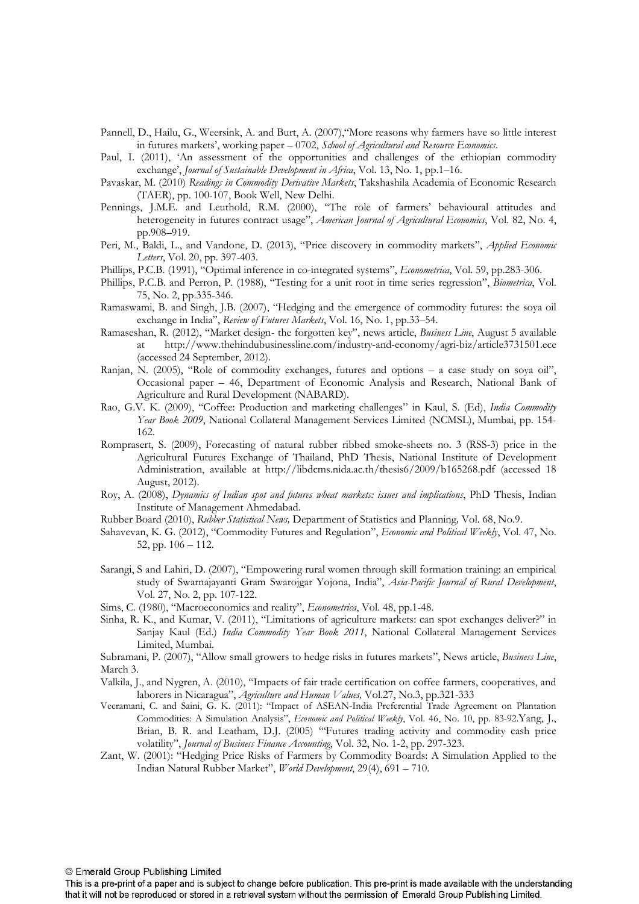Pannell, D., Hailu, G., Weersink, A. and Burt, A. (2007),"More reasons why farmers have so little interest in futures markets', working paper – 0702, *School of Agricultural and Resource Economics*.

Paul, I. (2011), 'An assessment of the opportunities and challenges of the ethiopian commodity exchange', *Journal of Sustainable Development in Africa*, Vol. 13, No. 1, pp.1–16.

Pavaskar, M. (2010) *Readings in Commodity Derivative Markets*, Takshashila Academia of Economic Research (TAER), pp. 100-107, Book Well, New Delhi.

Pennings, J.M.E. and Leuthold, R.M. (2000), "The role of farmers' behavioural attitudes and heterogeneity in futures contract usage", *American Journal of Agricultural Economics*, Vol. 82, No. 4, pp.908–919.

Peri, M., Baldi, L., and Vandone, D. (2013), "Price discovery in commodity markets", *Applied Economic Letters*, Vol. 20, pp. 397-403.

Phillips, P.C.B. (1991), "Optimal inference in co-integrated systems", *Econometrica*, Vol. 59, pp.283-306.

Phillips, P.C.B. and Perron, P. (1988), "Testing for a unit root in time series regression", *Biometrica*, Vol. 75, No. 2, pp.335-346.

Ramaswami, B. and Singh, J.B. (2007), "Hedging and the emergence of commodity futures: the soya oil exchange in India", *Review of Futures Markets*, Vol. 16, No. 1, pp.33–54.

Ramaseshan, R. (2012), "Market design- the forgotten key", news article, *Business Line*, August 5 available at http://www.thehindubusinessline.com/industry-and-economy/agri-biz/article3731501.ece (accessed 24 September, 2012).

Ranjan, N. (2005), "Role of commodity exchanges, futures and options – a case study on soya oil", Occasional paper – 46, Department of Economic Analysis and Research, National Bank of Agriculture and Rural Development (NABARD).

Rao, G.V. K. (2009), "Coffee: Production and marketing challenges" in Kaul, S. (Ed), *India Commodity Year Book 2009*, National Collateral Management Services Limited (NCMSL), Mumbai, pp. 154-162.

Romprasert, S. (2009), Forecasting of natural rubber ribbed smoke-sheets no. 3 (RSS-3) price in the Agricultural Futures Exchange of Thailand, PhD Thesis, National Institute of Development Administration, available at http://libdcms.nida.ac.th/thesis6/2009/b165268.pdf (accessed 18 August, 2012).

Roy, A. (2008), *Dynamics of Indian spot and futures wheat markets: issues and implications*, PhD Thesis, Indian Institute of Management Ahmedabad.

Rubber Board (2010), *Rubber Statistical News,* Department of Statistics and Planning*,* Vol. 68, No.9.

Sahavevan, K. G. (2012), "Commodity Futures and Regulation", *Economic and Political Weekly*, Vol. 47, No. 52, pp. 106 – 112.

Sarangi, S and Lahiri, D. (2007), "Empowering rural women through skill formation training: an empirical study of Swarnajayanti Gram Swarojgar Yojona, India", *Asia-Pacific Journal of Rural Development*, Vol. 27, No. 2, pp. 107-122.

Sims, C. (1980), "Macroeconomics and reality", *Econometrica*, Vol. 48, pp.1-48.

Sinha, R. K., and Kumar, V. (2011), "Limitations of agriculture markets: can spot exchanges deliver?" in Sanjay Kaul (Ed.) *India Commodity Year Book 2011*, National Collateral Management Services Limited, Mumbai.

Subramani, P. (2007), "Allow small growers to hedge risks in futures markets", News article, *Business Line*, March 3.

Valkila, J., and Nygren, A. (2010), "Impacts of fair trade certification on coffee farmers, cooperatives, and laborers in Nicaragua", *Agriculture and Human Values,* Vol.27, No.3, pp.321-333

Veeramani, C. and Saini, G. K. (2011): "Impact of ASEAN-India Preferential Trade Agreement on Plantation Commodities: A Simulation Analysis", *Economic and Political Weekly*, Vol. 46, No. 10, pp. 83-92.Yang, J., Brian, B. R. and Leatham, D.J. (2005) "'Futures trading activity and commodity cash price volatility", *Journal of Business Finance Accounting*, Vol. 32, No. 1-2, pp. 297-323.

Zant, W. (2001): "Hedging Price Risks of Farmers by Commodity Boards: A Simulation Applied to the Indian Natural Rubber Market", *World Development*, 29(4), 691 – 710.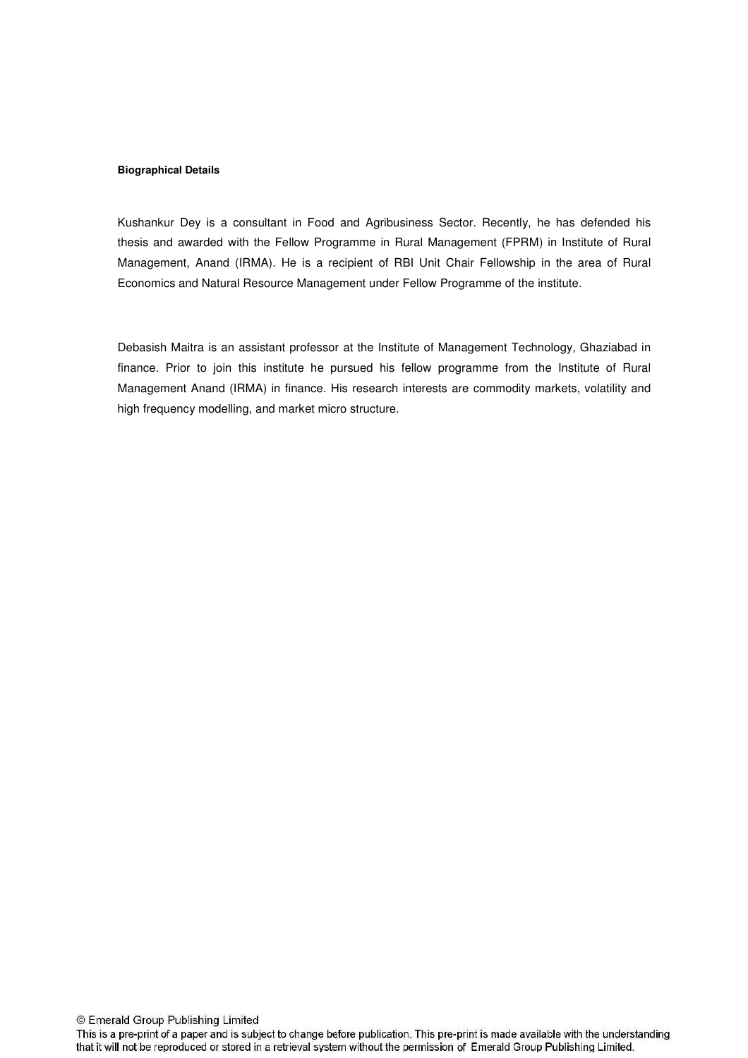**Biographical Details**

Kushankur Dey is a consultant in Food and Agribusiness Sector. Recently, he has defended his thesis and awarded with the Fellow Programme in Rural Management (FPRM) in Institute of Rural Management, Anand (IRMA). He is a recipient of RBI Unit Chair Fellowship in the area of Rural Economics and Natural Resource Management under Fellow Programme of the institute.

Debasish Maitra is an assistant professor at the Institute of Management Technology, Ghaziabad in finance. Prior to join this institute he pursued his fellow programme from the Institute of Rural Management Anand (IRMA) in finance. His research interests are commodity markets, volatility and high frequency modelling, and market micro structure.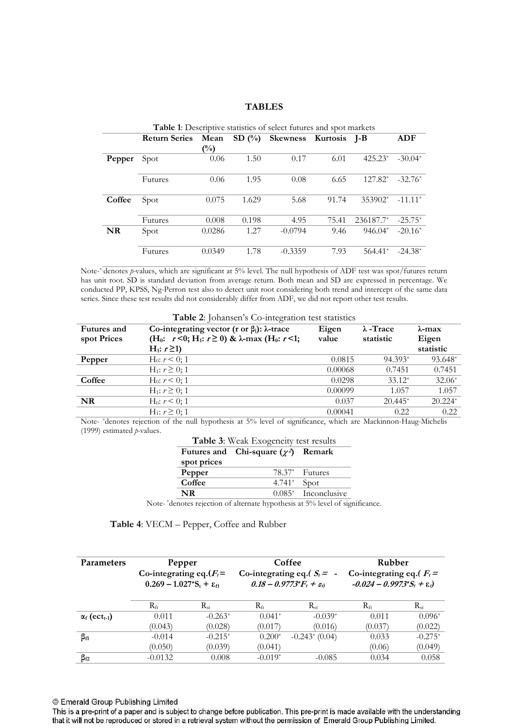# TABLES

**Table 1**: Descriptive statistics of select futures and spot markets

| | Return Series | Mean (%) | SD (%) | Skewness | Kurtosis | J-B | ADF |
|---|---|---|---|---|---|---|---|
| **Pepper** | Spot | 0.06 | 1.50 | 0.17 | 6.01 | 425.23* | -30.04* |
| | Futures | 0.06 | 1.95 | 0.08 | 6.65 | 127.82* | -32.76* |
| **Coffee** | Spot | 0.075 | 1.629 | 5.68 | 91.74 | 353902* | -11.11* |
| | Futures | 0.008 | 0.198 | 4.95 | 75.41 | 236187.7* | -25.75* |
| **NR** | Spot | 0.0286 | 1.27 | -0.0794 | 9.46 | 946.04* | -20.16* |
| | Futures | 0.0349 | 1.78 | -0.3359 | 7.93 | 564.41* | -24.38* |

Note-*denotes *p*-values, which are significant at 5% level. The null hypothesis of ADF test was spot/futures return has unit root. SD is standard deviation from average return. Both mean and SD are expressed in percentage. We conducted PP, KPSS, Ng-Perron test also to detect unit root considering both trend and intercept of the same data series. Since these test results did not considerably differ from ADF, we did not report other test results.

**Table 2**: Johansen's Co-integration test statistics

| Futures and spot Prices | Co-integrating vector (r or $\beta_i$): λ-trace ($H_0$: $r<0$; $H_1$: $r \geq 0$) & λ-max ($H_0$: $r<1$; $H_1$: $r \geq 1$) | Eigen value | λ -Trace statistic | λ-max Eigen statistic |
|---|---|---|---|---|
| **Pepper** | $H_0$: $r < 0$; 1 | 0.0815 | 94.393* | 93.648* |
| | $H_1$: $r \geq 0$; 1 | 0.00068 | 0.7451 | 0.7451 |
| **Coffee** | $H_0$: $r < 0$; 1 | 0.0298 | 33.12* | 32.06* |
| | $H_1$: $r \geq 0$; 1 | 0.00099 | 1.057 | 1.057 |
| **NR** | $H_0$: $r < 0$; 1 | 0.037 | 20.445* | 20.224* |
| | $H_1$: $r \geq 0$; 1 | 0.00041 | 0.22 | 0.22 |

Note- *denotes rejection of the null hypothesis at 5% level of significance, which are Mackinnon-Haug-Michelis (1999) estimated *p*-values.

**Table 3**: Weak Exogeneity test results

| Futures and spot prices | Chi-square ($\chi^2$) | Remark |
|---|---|---|
| **Pepper** | 78.37* | Futures |
| **Coffee** | 4.741* | Spot |
| **NR** | 0.085* | Inconclusive |

Note- *denotes rejection of alternate hypothesis at 5% level of significance.

**Table 4**: VECM – Pepper, Coffee and Rubber

| Parameters | Pepper Co-integrating eq.($F_t = 0.269 - 1.027^*S_t + \varepsilon_t$) | | Coffee Co-integrating eq.( $S_t = -0.18 - 0.9773^*F_t + \varepsilon_t$) | | Rubber Co-integrating eq.( $F_t = -0.024 - 0.9973^*S_t + \varepsilon_t$) | |
|---|---|---|---|---|---|---|
| | $R_{ft}$ | $R_{st}$ | $R_{ft}$ | $R_{st}$ | $R_{ft}$ | $R_{st}$ |
| $\alpha_f$ ($ect_{t-1}$) | 0.011 (0.043) | -0.263* (0.028) | 0.041* (0.017) | -0.039* (0.016) | 0.011 (0.037) | 0.096* (0.022) |
| $\beta_{f1}$ | -0.014 (0.050) | -0.215* (0.039) | 0.200* (0.041) | -0.243* (0.04) | 0.033 (0.06) | -0.275* (0.049) |
| $\beta_{f2}$ | -0.0132 | 0.008 | -0.019* | -0.085 | 0.034 | 0.058 |

© Emerald Group Publishing Limited
This is a pre-print of a paper and is subject to change before publication. This pre-print is made available with the understanding that it will not be reproduced or stored in a retrieval system without the permission of Emerald Group Publishing Limited.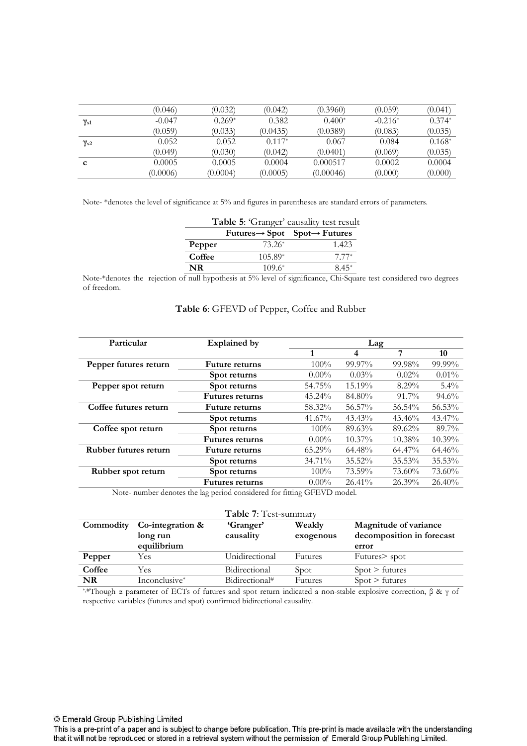| | | | | | | |
|---|---|---|---|---|---|---|
| | (0.046) | (0.032) | (0.042) | (0.3960) | (0.059) | (0.041) |
| $\gamma_{s1}$ | -0.047 | 0.269* | 0.382 | 0.400* | -0.216* | 0.374* |
| | (0.059) | (0.033) | (0.0435) | (0.0389) | (0.083) | (0.035) |
| $\gamma_{s2}$ | 0.052 | 0.052 | 0.117* | 0.067 | 0.084 | 0.168* |
| | (0.049) | (0.030) | (0.042) | (0.0401) | (0.069) | (0.035) |
| **c** | 0.0005 | 0.0005 | 0.0004 | 0.000517 | 0.0002 | 0.0004 |
| | (0.0006) | (0.0004) | (0.0005) | (0.00046) | (0.000) | (0.000) |

Note- *denotes the level of significance at 5% and figures in parentheses are standard errors of parameters.

**Table 5**: 'Granger' causality test result

| | **Futures→ Spot** | **Spot→ Futures** |
|---|---|---|
| **Pepper** | 73.26* | 1.423 |
| **Coffee** | 105.89* | 7.77* |
| **NR** | 109.6* | 8.45* |

Note-*denotes the rejection of null hypothesis at 5% level of significance, Chi-Square test considered two degrees of freedom.

**Table 6**: GFEVD of Pepper, Coffee and Rubber

| **Particular** | **Explained by** | **Lag** | | | |
|---|---|---|---|---|---|
| | | **1** | **4** | **7** | **10** |
| **Pepper futures return** | **Future returns** | 100% | 99.97% | 99.98% | 99.99% |
| | **Spot returns** | 0.00% | 0.03% | 0.02% | 0.01% |
| **Pepper spot return** | **Spot returns** | 54.75% | 15.19% | 8.29% | 5.4% |
| | **Futures returns** | 45.24% | 84.80% | 91.7% | 94.6% |
| **Coffee futures return** | **Future returns** | 58.32% | 56.57% | 56.54% | 56.53% |
| | **Spot returns** | 41.67% | 43.43% | 43.46% | 43.47% |
| **Coffee spot return** | **Spot returns** | 100% | 89.63% | 89.62% | 89.7% |
| | **Futures returns** | 0.00% | 10.37% | 10.38% | 10.39% |
| **Rubber futures return** | **Future returns** | 65.29% | 64.48% | 64.47% | 64.46% |
| | **Spot returns** | 34.71% | 35.52% | 35.53% | 35.53% |
| **Rubber spot return** | **Spot returns** | 100% | 73.59% | 73.60% | 73.60% |
| | **Futures returns** | 0.00% | 26.41% | 26.39% | 26.40% |

Note- number denotes the lag period considered for fitting GFEVD model.

**Table 7**: Test-summary

| **Commodity** | **Co-integration & long run equilibrium** | **'Granger' causality** | **Weakly exogenous** | **Magnitude of variance decomposition in forecast error** |
|---|---|---|---|---|
| **Pepper** | Yes | Unidirectional | Futures | Futures> spot |
| **Coffee** | Yes | Bidirectional | Spot | Spot > futures |
| **NR** | Inconclusive* | Bidirectional# | Futures | Spot > futures |

*,#Though α parameter of ECTs of futures and spot return indicated a non-stable explosive correction, β & γ of respective variables (futures and spot) confirmed bidirectional causality.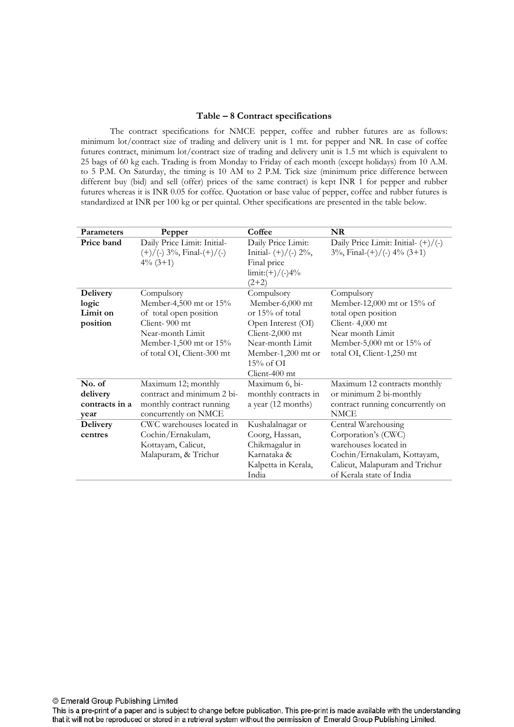**Table – 8 Contract specifications**

The contract specifications for NMCE pepper, coffee and rubber futures are as follows: minimum lot/contract size of trading and delivery unit is 1 mt. for pepper and NR. In case of coffee futures contract, minimum lot/contract size of trading and delivery unit is 1.5 mt which is equivalent to 25 bags of 60 kg each. Trading is from Monday to Friday of each month (except holidays) from 10 A.M. to 5 P.M. On Saturday, the timing is 10 AM to 2 P.M. Tick size (minimum price difference between different buy (bid) and sell (offer) prices of the same contract) is kept INR 1 for pepper and rubber futures whereas it is INR 0.05 for coffee. Quotation or base value of pepper, coffee and rubber futures is standardized at INR per 100 kg or per quintal. Other specifications are presented in the table below.

| Parameters | Pepper | Coffee | NR |
|---|---|---|---|
| **Price band** | Daily Price Limit: Initial- (+)/(-) 3%, Final-(+)/(-) 4% (3+1) | Daily Price Limit: Initial- (+)/(-) 2%, Final price limit:(+)/(-)4% (2+2) | Daily Price Limit: Initial- (+)/(-) 3%, Final-(+)/(-) 4% (3+1) |
| **Delivery logic Limit on position** | Compulsory Member-4,500 mt or 15% of total open position Client- 900 mt Near-month Limit Member-1,500 mt or 15% of total OI, Client-300 mt | Compulsory Member-6,000 mt or 15% of total Open Interest (OI) Client-2,000 mt Near-month Limit Member-1,200 mt or 15% of OI Client-400 mt | Compulsory Member-12,000 mt or 15% of total open position Client- 4,000 mt Near month Limit Member-5,000 mt or 15% of total OI, Client-1,250 mt |
| **No. of delivery contracts in a year** | Maximum 12; monthly contract and minimum 2 bi-monthly contract running concurrently on NMCE | Maximum 6, bi-monthly contracts in a year (12 months) | Maximum 12 contracts monthly or minimum 2 bi-monthly contract running concurrently on NMCE |
| **Delivery centres** | CWC warehouses located in Cochin/Ernakulam, Kottayam, Calicut, Malapuram, & Trichur | Kushalalnagar or Coorg, Hassan, Chikmagalur in Karnataka & Kalpetta in Kerala, India | Central Warehousing Corporation's (CWC) warehouses located in Cochin/Ernakulam, Kottayam, Calicut, Malapuram and Trichur of Kerala state of India |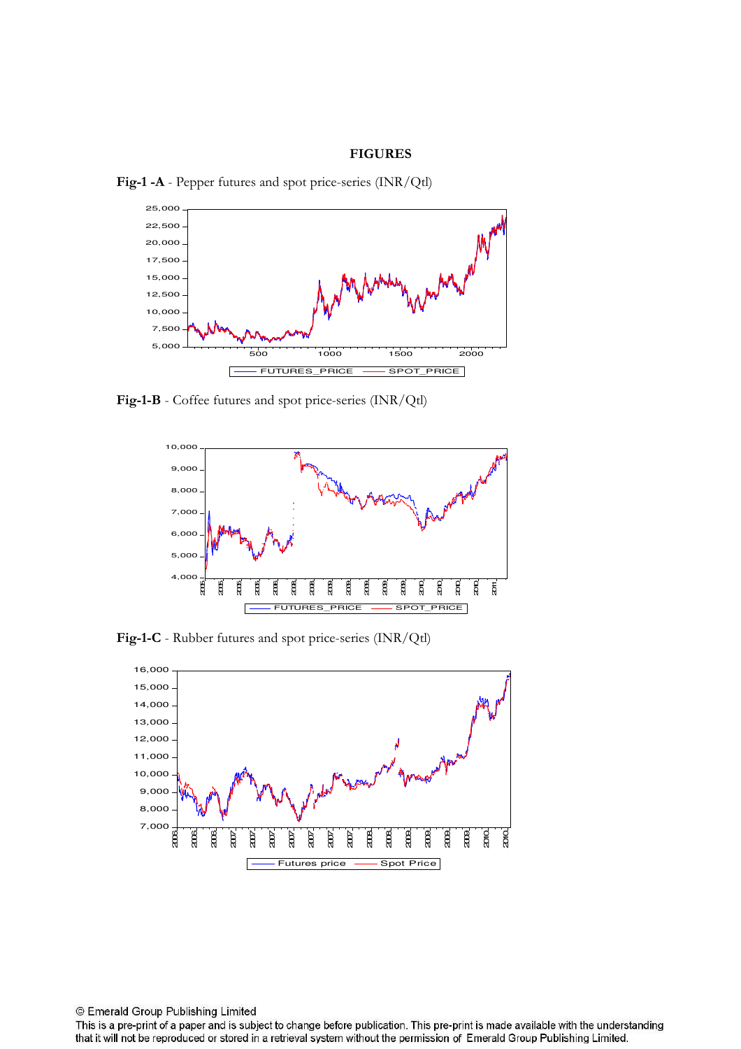**FIGURES**

**Fig-1 -A** - Pepper futures and spot price-series (INR/Qtl)

**Fig-1-B** - Coffee futures and spot price-series (INR/Qtl)

**Fig-1-C** - Rubber futures and spot price-series (INR/Qtl)

© Emerald Group Publishing Limited

This is a pre-print of a paper and is subject to change before publication. This pre-print is made available with the understanding that it will not be reproduced or stored in a retrieval system without the permission of Emerald Group Publishing Limited.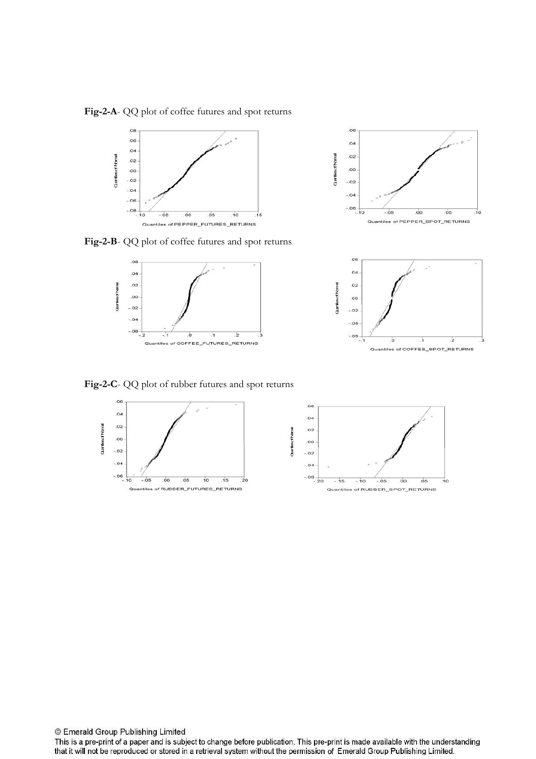**Fig-2-A**- QQ plot of coffee futures and spot returns

.08
.06
.04
.02
.00
-.02
-.04
-.06
-.08
-.10 -.05 .00 .05 .10 .15
Quantiles of Normal
Quantiles of PEPPER_FUTURES_RETURNS

.06
.04
.02
.00
-.02
-.04
-.06
-.10 -.05 .00 .05 .10
Quantiles of Normal
Quantiles of PEPPER_SPOT_RETURNS

**Fig-2-B**- QQ plot of coffee futures and spot returns

.06
.04
.02
.00
-.02
-.04
-.06
-.2 -.1 .0 .1 .2 .3
Quantiles of Normal
Quantiles of COFFEE_FUTURES_RETURNS

.06
.04
.02
.00
-.02
-.04
-.06
-.1 .0 .1 .2 .3
Quantiles of Normal
Quantiles of COFFEE_SPOT_RETURNS

**Fig-2-C**- QQ plot of rubber futures and spot returns

.06
.04
.02
.00
-.02
-.04
-.06
-.10 -.05 .00 .05 .10 .15 .20
Quantiles of Normal
Quantiles of RUBBER_FUTURES_RETURNS

.06
.04
.02
.00
-.02
-.04
-.06
-.20 -.15 -.10 -.05 .00 .05 .10
Quantiles of Normal
Quantiles of RUBBER_SPOT_RETURNS

© Emerald Group Publishing Limited

This is a pre-print of a paper and is subject to change before publication. This pre-print is made available with the understanding that it will not be reproduced or stored in a retrieval system without the permission of Emerald Group Publishing Limited.